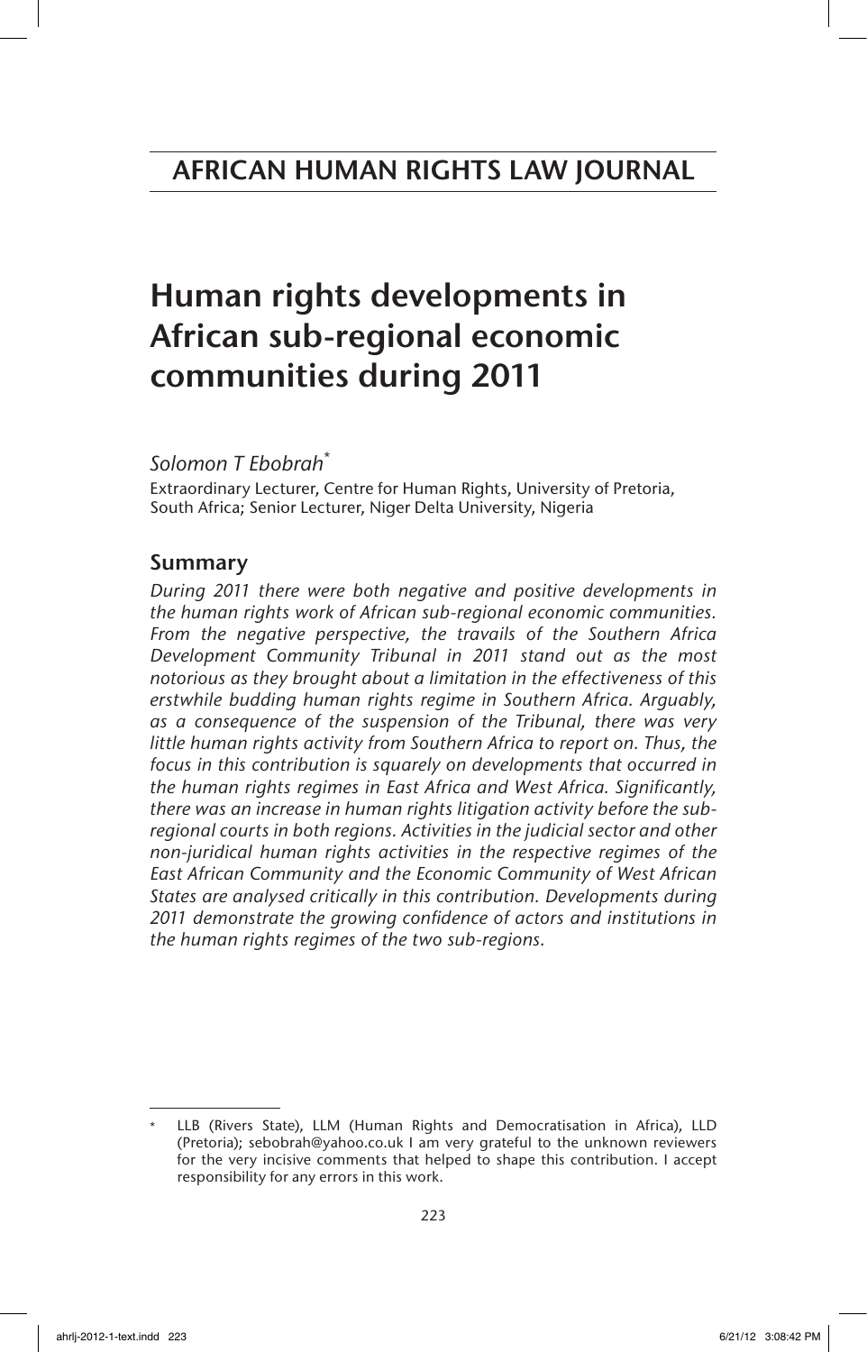# AFRICAN HUMAN RIGHTS LAW JOURNAL

# Human rights developments in African sub-regional economic communities during 2011

*Solomon T Ebobrah*[*]

Extraordinary Lecturer, Centre for Human Rights, University of Pretoria, South Africa; Senior Lecturer, Niger Delta University, Nigeria

## Summary

*During 2011 there were both negative and positive developments in the human rights work of African sub-regional economic communities. From the negative perspective, the travails of the Southern Africa Development Community Tribunal in 2011 stand out as the most notorious as they brought about a limitation in the effectiveness of this erstwhile budding human rights regime in Southern Africa. Arguably, as a consequence of the suspension of the Tribunal, there was very little human rights activity from Southern Africa to report on. Thus, the focus in this contribution is squarely on developments that occurred in the human rights regimes in East Africa and West Africa. Significantly, there was an increase in human rights litigation activity before the sub-regional courts in both regions. Activities in the judicial sector and other non-juridical human rights activities in the respective regimes of the East African Community and the Economic Community of West African States are analysed critically in this contribution. Developments during 2011 demonstrate the growing confidence of actors and institutions in the human rights regimes of the two sub-regions.*

---

[*] LLB (Rivers State), LLM (Human Rights and Democratisation in Africa), LLD (Pretoria); sebobrah@yahoo.co.uk I am very grateful to the unknown reviewers for the very incisive comments that helped to shape this contribution. I accept responsibility for any errors in this work.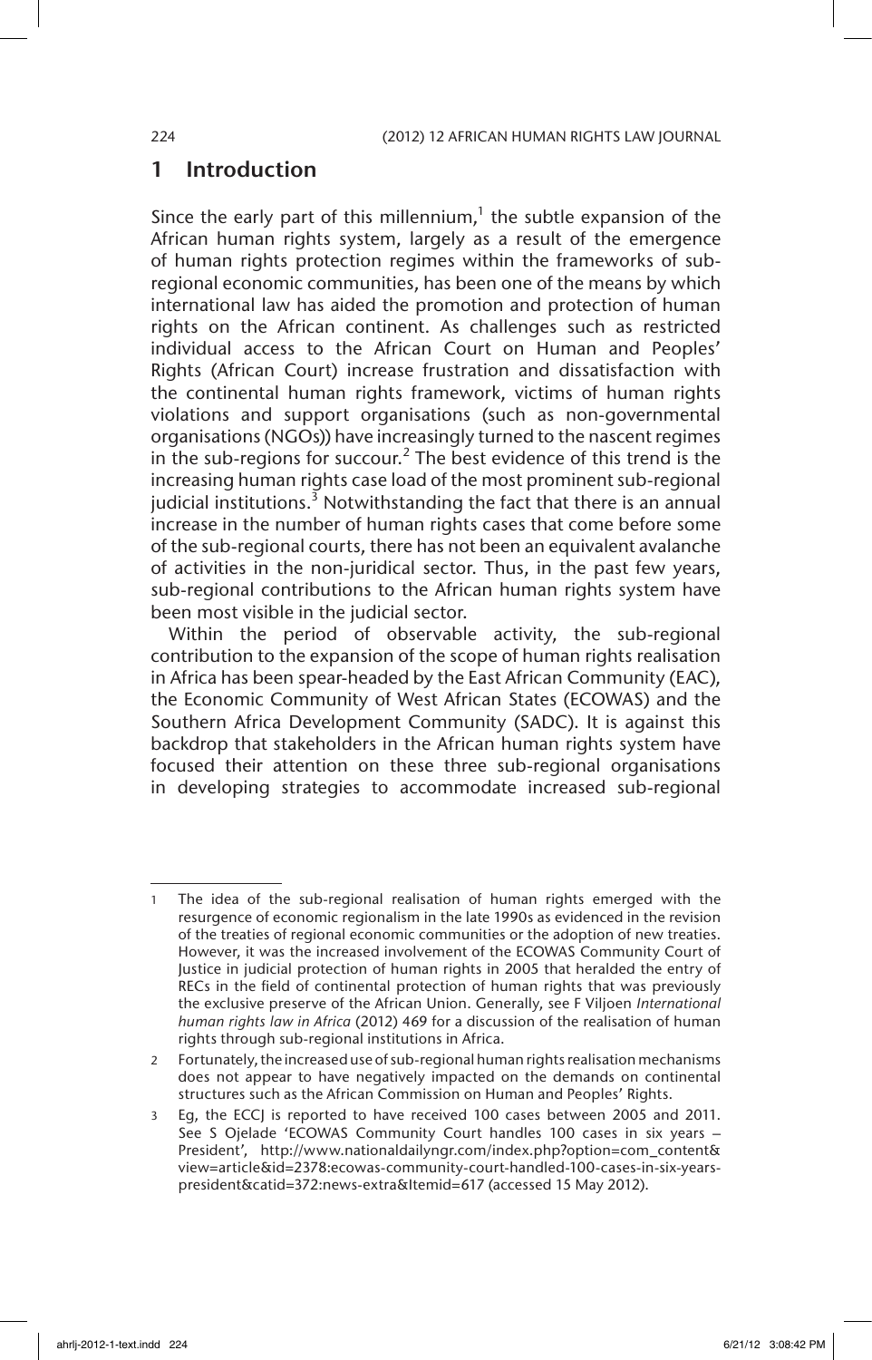## 1 Introduction

Since the early part of this millennium,[1] the subtle expansion of the African human rights system, largely as a result of the emergence of human rights protection regimes within the frameworks of sub-regional economic communities, has been one of the means by which international law has aided the promotion and protection of human rights on the African continent. As challenges such as restricted individual access to the African Court on Human and Peoples' Rights (African Court) increase frustration and dissatisfaction with the continental human rights framework, victims of human rights violations and support organisations (such as non-governmental organisations (NGOs)) have increasingly turned to the nascent regimes in the sub-regions for succour.[2] The best evidence of this trend is the increasing human rights case load of the most prominent sub-regional judicial institutions.[3] Notwithstanding the fact that there is an annual increase in the number of human rights cases that come before some of the sub-regional courts, there has not been an equivalent avalanche of activities in the non-juridical sector. Thus, in the past few years, sub-regional contributions to the African human rights system have been most visible in the judicial sector.

Within the period of observable activity, the sub-regional contribution to the expansion of the scope of human rights realisation in Africa has been spear-headed by the East African Community (EAC), the Economic Community of West African States (ECOWAS) and the Southern Africa Development Community (SADC). It is against this backdrop that stakeholders in the African human rights system have focused their attention on these three sub-regional organisations in developing strategies to accommodate increased sub-regional

---

1 The idea of the sub-regional realisation of human rights emerged with the resurgence of economic regionalism in the late 1990s as evidenced in the revision of the treaties of regional economic communities or the adoption of new treaties. However, it was the increased involvement of the ECOWAS Community Court of Justice in judicial protection of human rights in 2005 that heralded the entry of RECs in the field of continental protection of human rights that was previously the exclusive preserve of the African Union. Generally, see F Viljoen *International human rights law in Africa* (2012) 469 for a discussion of the realisation of human rights through sub-regional institutions in Africa.

2 Fortunately, the increased use of sub-regional human rights realisation mechanisms does not appear to have negatively impacted on the demands on continental structures such as the African Commission on Human and Peoples' Rights.

3 Eg, the ECCJ is reported to have received 100 cases between 2005 and 2011. See S Ojelade 'ECOWAS Community Court handles 100 cases in six years – President', http://www.nationaldailyngr.com/index.php?option=com_content&view=article&id=2378:ecowas-community-court-handled-100-cases-in-six-years-president&catid=372:news-extra&Itemid=617 (accessed 15 May 2012).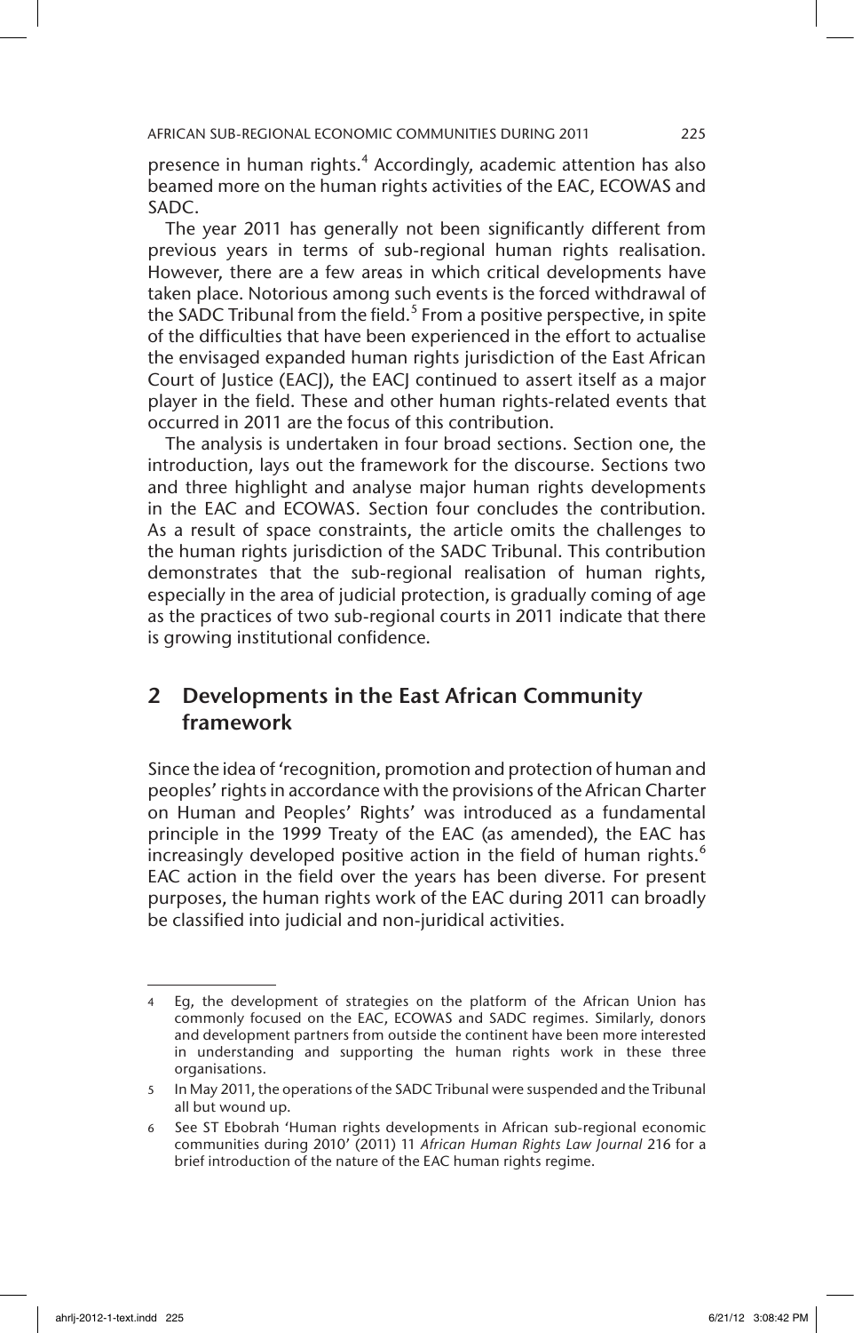presence in human rights.[4] Accordingly, academic attention has also beamed more on the human rights activities of the EAC, ECOWAS and SADC.

The year 2011 has generally not been significantly different from previous years in terms of sub-regional human rights realisation. However, there are a few areas in which critical developments have taken place. Notorious among such events is the forced withdrawal of the SADC Tribunal from the field.[5] From a positive perspective, in spite of the difficulties that have been experienced in the effort to actualise the envisaged expanded human rights jurisdiction of the East African Court of Justice (EACJ), the EACJ continued to assert itself as a major player in the field. These and other human rights-related events that occurred in 2011 are the focus of this contribution.

The analysis is undertaken in four broad sections. Section one, the introduction, lays out the framework for the discourse. Sections two and three highlight and analyse major human rights developments in the EAC and ECOWAS. Section four concludes the contribution. As a result of space constraints, the article omits the challenges to the human rights jurisdiction of the SADC Tribunal. This contribution demonstrates that the sub-regional realisation of human rights, especially in the area of judicial protection, is gradually coming of age as the practices of two sub-regional courts in 2011 indicate that there is growing institutional confidence.

## 2 Developments in the East African Community framework

Since the idea of 'recognition, promotion and protection of human and peoples' rights in accordance with the provisions of the African Charter on Human and Peoples' Rights' was introduced as a fundamental principle in the 1999 Treaty of the EAC (as amended), the EAC has increasingly developed positive action in the field of human rights.[6] EAC action in the field over the years has been diverse. For present purposes, the human rights work of the EAC during 2011 can broadly be classified into judicial and non-juridical activities.

---

4 Eg, the development of strategies on the platform of the African Union has commonly focused on the EAC, ECOWAS and SADC regimes. Similarly, donors and development partners from outside the continent have been more interested in understanding and supporting the human rights work in these three organisations.

5 In May 2011, the operations of the SADC Tribunal were suspended and the Tribunal all but wound up.

6 See ST Ebobrah 'Human rights developments in African sub-regional economic communities during 2010' (2011) 11 *African Human Rights Law Journal* 216 for a brief introduction of the nature of the EAC human rights regime.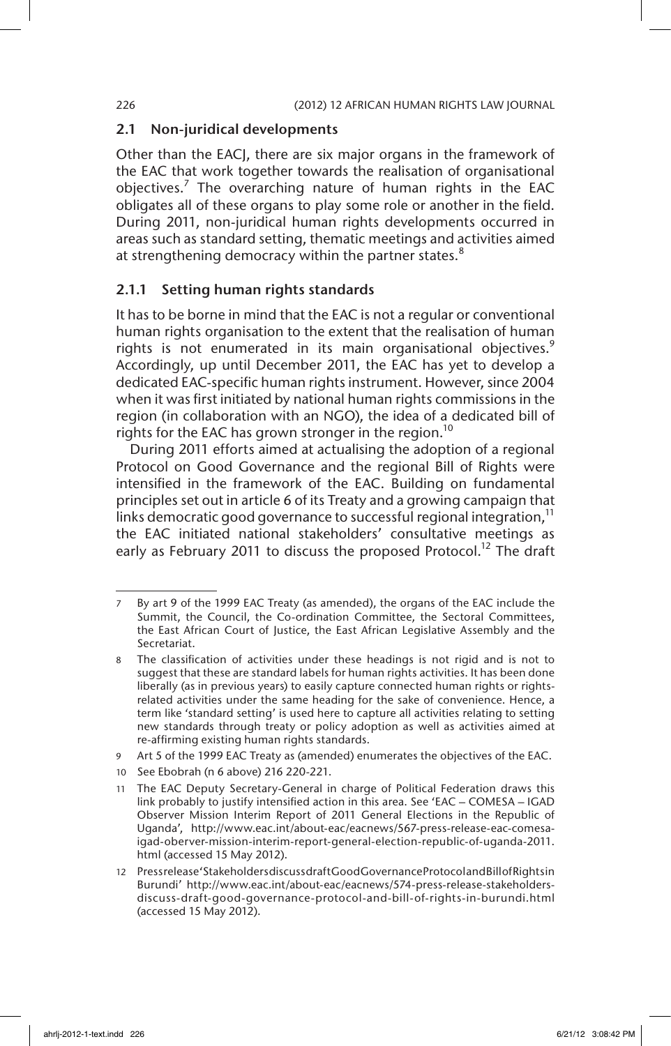## 2.1 Non-juridical developments

Other than the EACJ, there are six major organs in the framework of the EAC that work together towards the realisation of organisational objectives.[7] The overarching nature of human rights in the EAC obligates all of these organs to play some role or another in the field. During 2011, non-juridical human rights developments occurred in areas such as standard setting, thematic meetings and activities aimed at strengthening democracy within the partner states.[8]

### 2.1.1 Setting human rights standards

It has to be borne in mind that the EAC is not a regular or conventional human rights organisation to the extent that the realisation of human rights is not enumerated in its main organisational objectives.[9] Accordingly, up until December 2011, the EAC has yet to develop a dedicated EAC-specific human rights instrument. However, since 2004 when it was first initiated by national human rights commissions in the region (in collaboration with an NGO), the idea of a dedicated bill of rights for the EAC has grown stronger in the region.[10]

During 2011 efforts aimed at actualising the adoption of a regional Protocol on Good Governance and the regional Bill of Rights were intensified in the framework of the EAC. Building on fundamental principles set out in article 6 of its Treaty and a growing campaign that links democratic good governance to successful regional integration,[11] the EAC initiated national stakeholders' consultative meetings as early as February 2011 to discuss the proposed Protocol.[12] The draft

---

7 By art 9 of the 1999 EAC Treaty (as amended), the organs of the EAC include the Summit, the Council, the Co-ordination Committee, the Sectoral Committees, the East African Court of Justice, the East African Legislative Assembly and the Secretariat.

8 The classification of activities under these headings is not rigid and is not to suggest that these are standard labels for human rights activities. It has been done liberally (as in previous years) to easily capture connected human rights or rights-related activities under the same heading for the sake of convenience. Hence, a term like 'standard setting' is used here to capture all activities relating to setting new standards through treaty or policy adoption as well as activities aimed at re-affirming existing human rights standards.

9 Art 5 of the 1999 EAC Treaty as (amended) enumerates the objectives of the EAC.

10 See Ebobrah (n 6 above) 216 220-221.

11 The EAC Deputy Secretary-General in charge of Political Federation draws this link probably to justify intensified action in this area. See 'EAC – COMESA – IGAD Observer Mission Interim Report of 2011 General Elections in the Republic of Uganda', http://www.eac.int/about-eac/eacnews/567-press-release-eac-comesa-igad-oberver-mission-interim-report-general-election-republic-of-uganda-2011.html (accessed 15 May 2012).

12 Press release 'Stakeholders discuss draft Good Governance Protocol and Bill of Rights in Burundi' http://www.eac.int/about-eac/eacnews/574-press-release-stakeholders-discuss-draft-good-governance-protocol-and-bill-of-rights-in-burundi.html (accessed 15 May 2012).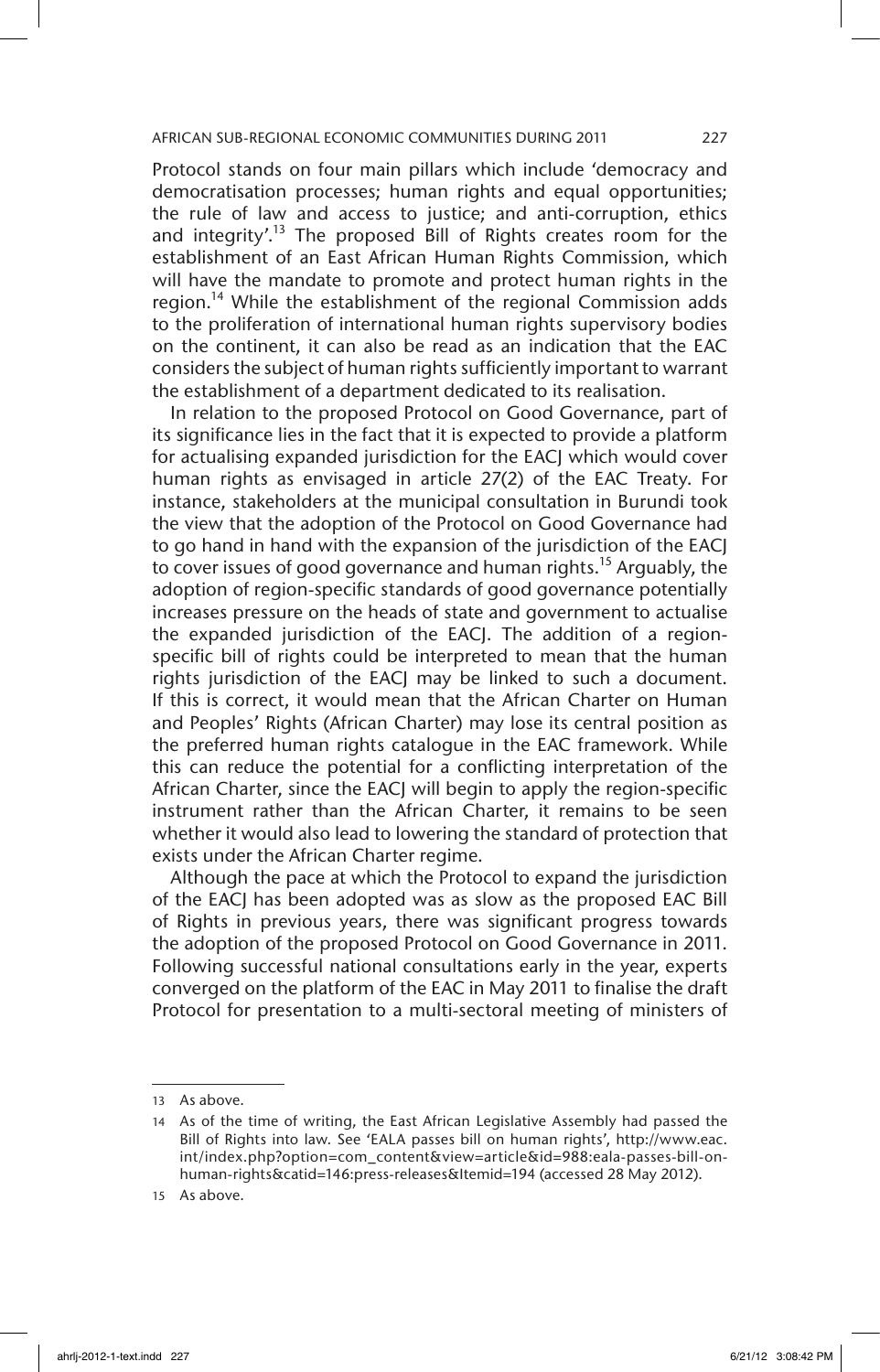Protocol stands on four main pillars which include 'democracy and democratisation processes; human rights and equal opportunities; the rule of law and access to justice; and anti-corruption, ethics and integrity'.[13] The proposed Bill of Rights creates room for the establishment of an East African Human Rights Commission, which will have the mandate to promote and protect human rights in the region.[14] While the establishment of the regional Commission adds to the proliferation of international human rights supervisory bodies on the continent, it can also be read as an indication that the EAC considers the subject of human rights sufficiently important to warrant the establishment of a department dedicated to its realisation.

In relation to the proposed Protocol on Good Governance, part of its significance lies in the fact that it is expected to provide a platform for actualising expanded jurisdiction for the EACJ which would cover human rights as envisaged in article 27(2) of the EAC Treaty. For instance, stakeholders at the municipal consultation in Burundi took the view that the adoption of the Protocol on Good Governance had to go hand in hand with the expansion of the jurisdiction of the EACJ to cover issues of good governance and human rights.[15] Arguably, the adoption of region-specific standards of good governance potentially increases pressure on the heads of state and government to actualise the expanded jurisdiction of the EACJ. The addition of a region-specific bill of rights could be interpreted to mean that the human rights jurisdiction of the EACJ may be linked to such a document. If this is correct, it would mean that the African Charter on Human and Peoples' Rights (African Charter) may lose its central position as the preferred human rights catalogue in the EAC framework. While this can reduce the potential for a conflicting interpretation of the African Charter, since the EACJ will begin to apply the region-specific instrument rather than the African Charter, it remains to be seen whether it would also lead to lowering the standard of protection that exists under the African Charter regime.

Although the pace at which the Protocol to expand the jurisdiction of the EACJ has been adopted was as slow as the proposed EAC Bill of Rights in previous years, there was significant progress towards the adoption of the proposed Protocol on Good Governance in 2011. Following successful national consultations early in the year, experts converged on the platform of the EAC in May 2011 to finalise the draft Protocol for presentation to a multi-sectoral meeting of ministers of

---

13 As above.

14 As of the time of writing, the East African Legislative Assembly had passed the Bill of Rights into law. See 'EALA passes bill on human rights', http://www.eac.int/index.php?option=com_content&view=article&id=988:eala-passes-bill-on-human-rights&catid=146:press-releases&Itemid=194 (accessed 28 May 2012).

15 As above.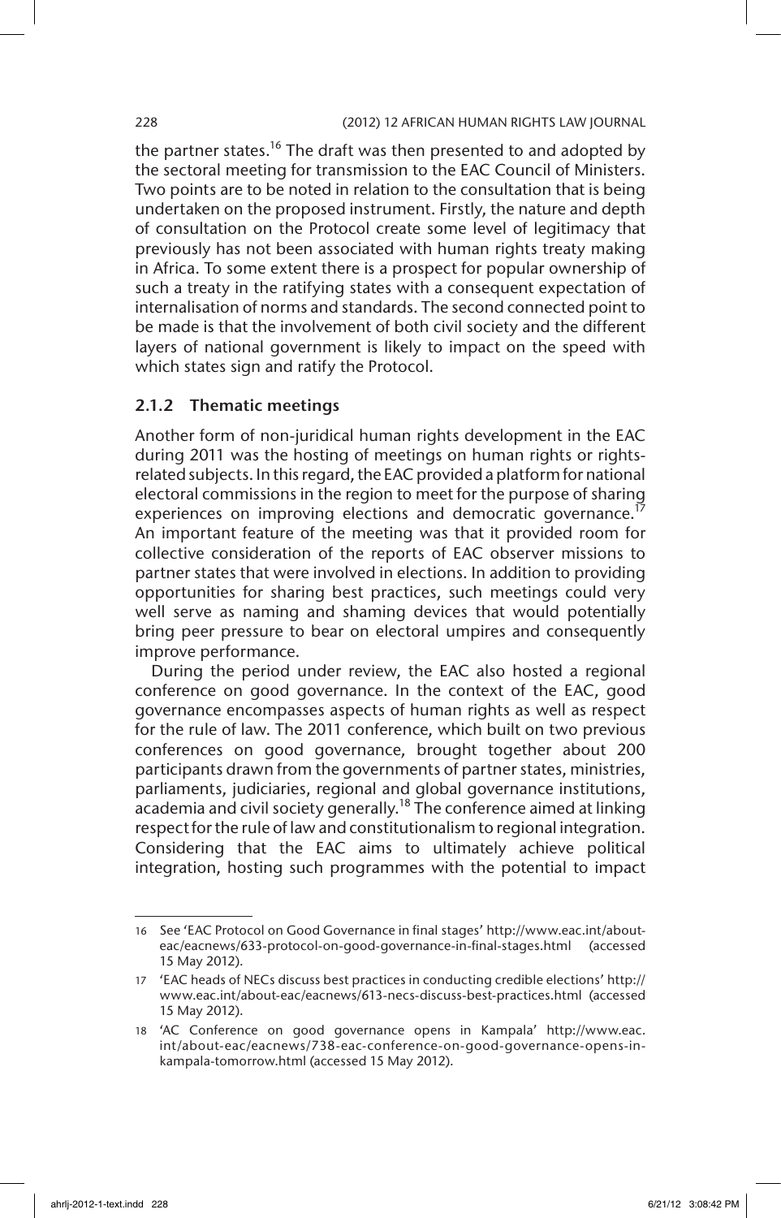the partner states.[16] The draft was then presented to and adopted by the sectoral meeting for transmission to the EAC Council of Ministers. Two points are to be noted in relation to the consultation that is being undertaken on the proposed instrument. Firstly, the nature and depth of consultation on the Protocol create some level of legitimacy that previously has not been associated with human rights treaty making in Africa. To some extent there is a prospect for popular ownership of such a treaty in the ratifying states with a consequent expectation of internalisation of norms and standards. The second connected point to be made is that the involvement of both civil society and the different layers of national government is likely to impact on the speed with which states sign and ratify the Protocol.

### 2.1.2 Thematic meetings

Another form of non-juridical human rights development in the EAC during 2011 was the hosting of meetings on human rights or rights-related subjects. In this regard, the EAC provided a platform for national electoral commissions in the region to meet for the purpose of sharing experiences on improving elections and democratic governance.[17] An important feature of the meeting was that it provided room for collective consideration of the reports of EAC observer missions to partner states that were involved in elections. In addition to providing opportunities for sharing best practices, such meetings could very well serve as naming and shaming devices that would potentially bring peer pressure to bear on electoral umpires and consequently improve performance.

During the period under review, the EAC also hosted a regional conference on good governance. In the context of the EAC, good governance encompasses aspects of human rights as well as respect for the rule of law. The 2011 conference, which built on two previous conferences on good governance, brought together about 200 participants drawn from the governments of partner states, ministries, parliaments, judiciaries, regional and global governance institutions, academia and civil society generally.[18] The conference aimed at linking respect for the rule of law and constitutionalism to regional integration. Considering that the EAC aims to ultimately achieve political integration, hosting such programmes with the potential to impact

---

16 See 'EAC Protocol on Good Governance in final stages' http://www.eac.int/about-eac/eacnews/633-protocol-on-good-governance-in-final-stages.html (accessed 15 May 2012).

17 'EAC heads of NECs discuss best practices in conducting credible elections' http://www.eac.int/about-eac/eacnews/613-necs-discuss-best-practices.html (accessed 15 May 2012).

18 'AC Conference on good governance opens in Kampala' http://www.eac.int/about-eac/eacnews/738-eac-conference-on-good-governance-opens-in-kampala-tomorrow.html (accessed 15 May 2012).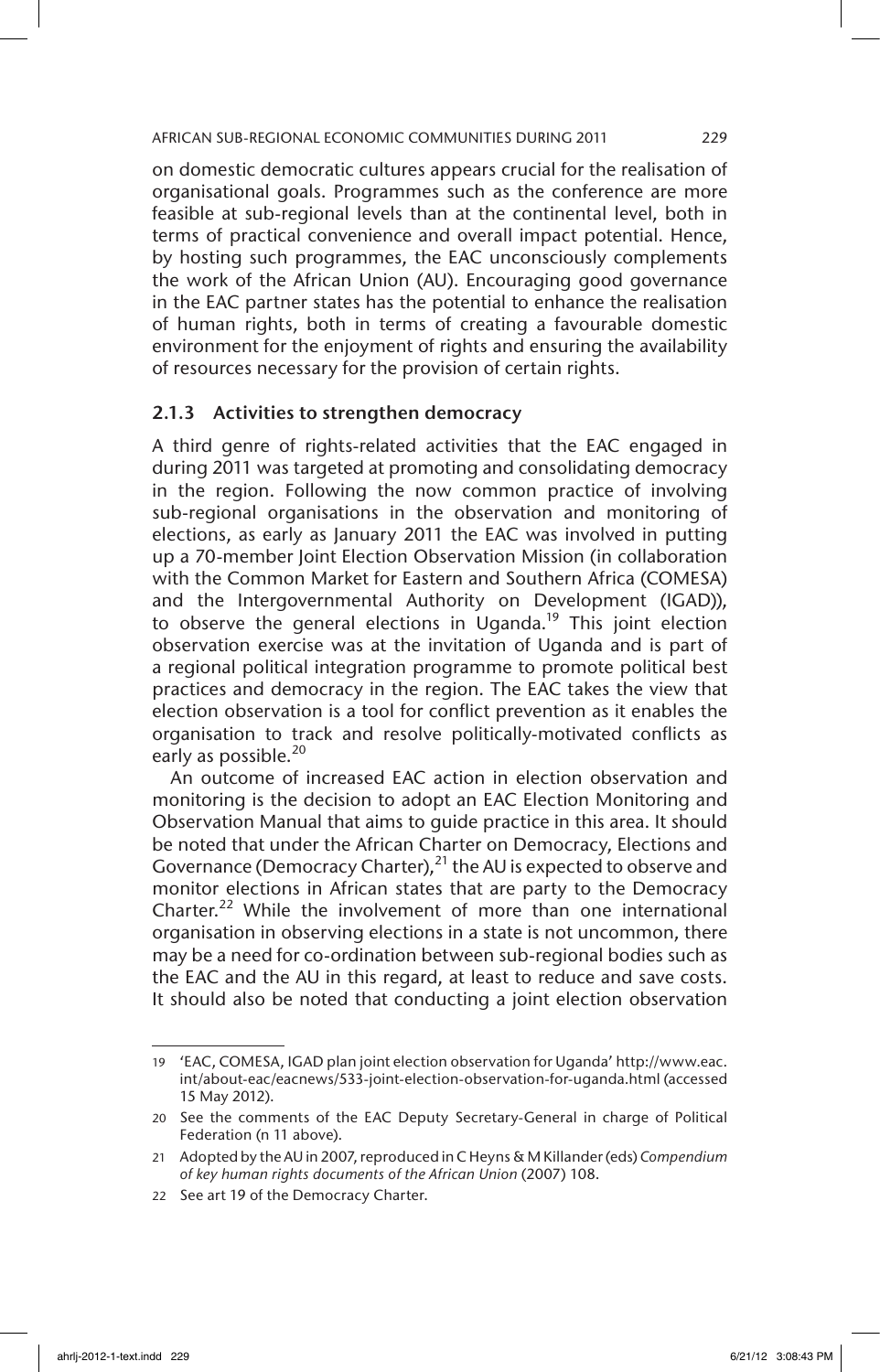on domestic democratic cultures appears crucial for the realisation of organisational goals. Programmes such as the conference are more feasible at sub-regional levels than at the continental level, both in terms of practical convenience and overall impact potential. Hence, by hosting such programmes, the EAC unconsciously complements the work of the African Union (AU). Encouraging good governance in the EAC partner states has the potential to enhance the realisation of human rights, both in terms of creating a favourable domestic environment for the enjoyment of rights and ensuring the availability of resources necessary for the provision of certain rights.

### 2.1.3 Activities to strengthen democracy

A third genre of rights-related activities that the EAC engaged in during 2011 was targeted at promoting and consolidating democracy in the region. Following the now common practice of involving sub-regional organisations in the observation and monitoring of elections, as early as January 2011 the EAC was involved in putting up a 70-member Joint Election Observation Mission (in collaboration with the Common Market for Eastern and Southern Africa (COMESA) and the Intergovernmental Authority on Development (IGAD)), to observe the general elections in Uganda.[19] This joint election observation exercise was at the invitation of Uganda and is part of a regional political integration programme to promote political best practices and democracy in the region. The EAC takes the view that election observation is a tool for conflict prevention as it enables the organisation to track and resolve politically-motivated conflicts as early as possible.[20]

An outcome of increased EAC action in election observation and monitoring is the decision to adopt an EAC Election Monitoring and Observation Manual that aims to guide practice in this area. It should be noted that under the African Charter on Democracy, Elections and Governance (Democracy Charter),[21] the AU is expected to observe and monitor elections in African states that are party to the Democracy Charter.[22] While the involvement of more than one international organisation in observing elections in a state is not uncommon, there may be a need for co-ordination between sub-regional bodies such as the EAC and the AU in this regard, at least to reduce and save costs. It should also be noted that conducting a joint election observation

---

19 'EAC, COMESA, IGAD plan joint election observation for Uganda' http://www.eac.int/about-eac/eacnews/533-joint-election-observation-for-uganda.html (accessed 15 May 2012).

20 See the comments of the EAC Deputy Secretary-General in charge of Political Federation (n 11 above).

21 Adopted by the AU in 2007, reproduced in C Heyns & M Killander (eds) *Compendium of key human rights documents of the African Union* (2007) 108.

22 See art 19 of the Democracy Charter.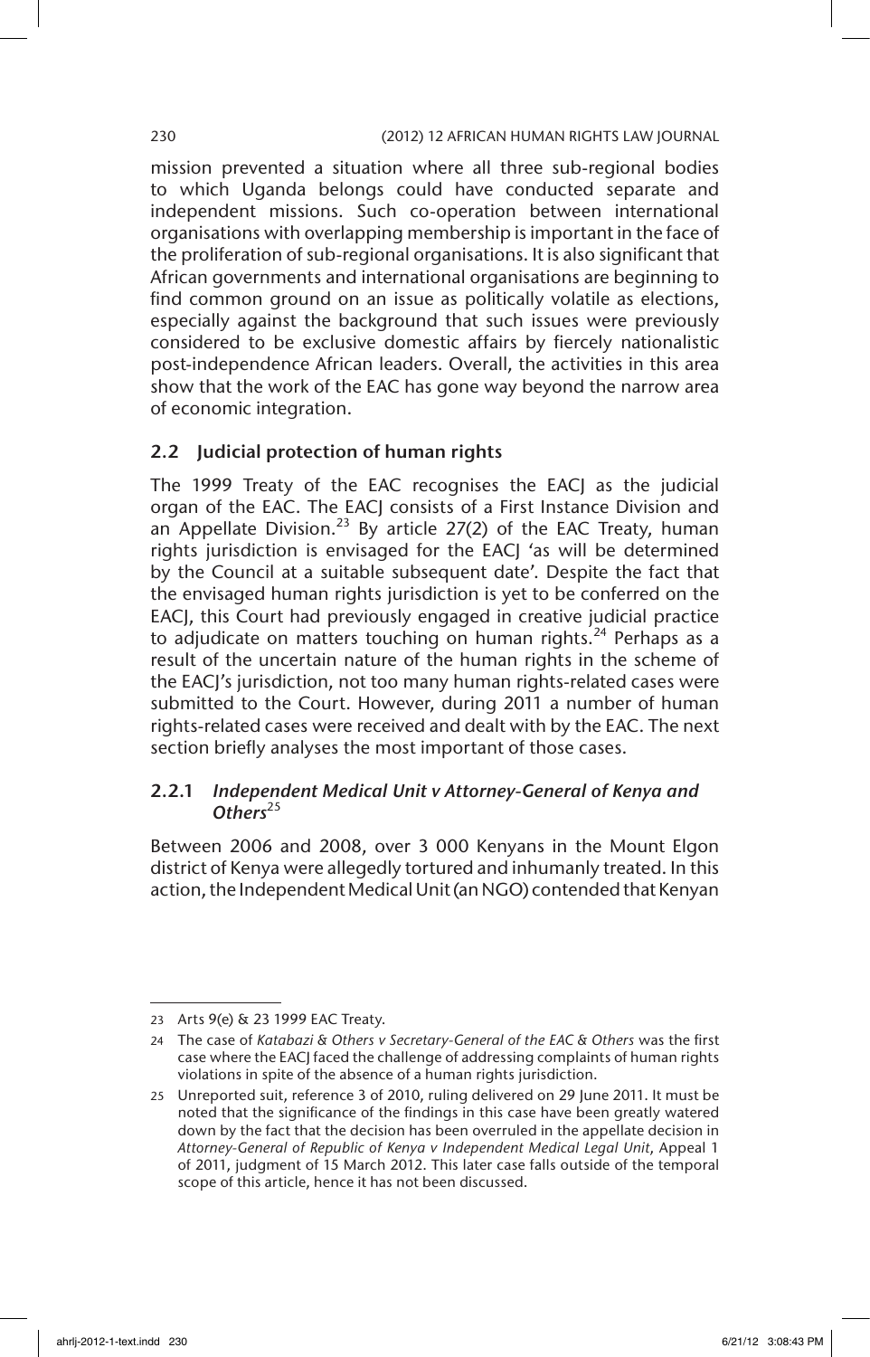mission prevented a situation where all three sub-regional bodies to which Uganda belongs could have conducted separate and independent missions. Such co-operation between international organisations with overlapping membership is important in the face of the proliferation of sub-regional organisations. It is also significant that African governments and international organisations are beginning to find common ground on an issue as politically volatile as elections, especially against the background that such issues were previously considered to be exclusive domestic affairs by fiercely nationalistic post-independence African leaders. Overall, the activities in this area show that the work of the EAC has gone way beyond the narrow area of economic integration.

## 2.2 Judicial protection of human rights

The 1999 Treaty of the EAC recognises the EACJ as the judicial organ of the EAC. The EACJ consists of a First Instance Division and an Appellate Division.[23] By article 27(2) of the EAC Treaty, human rights jurisdiction is envisaged for the EACJ 'as will be determined by the Council at a suitable subsequent date'. Despite the fact that the envisaged human rights jurisdiction is yet to be conferred on the EACJ, this Court had previously engaged in creative judicial practice to adjudicate on matters touching on human rights.[24] Perhaps as a result of the uncertain nature of the human rights in the scheme of the EACJ's jurisdiction, not too many human rights-related cases were submitted to the Court. However, during 2011 a number of human rights-related cases were received and dealt with by the EAC. The next section briefly analyses the most important of those cases.

### 2.2.1 *Independent Medical Unit v Attorney-General of Kenya and Others*[25]

Between 2006 and 2008, over 3 000 Kenyans in the Mount Elgon district of Kenya were allegedly tortured and inhumanly treated. In this action, the Independent Medical Unit (an NGO) contended that Kenyan

---

23 Arts 9(e) & 23 1999 EAC Treaty.

24 The case of *Katabazi & Others v Secretary-General of the EAC & Others* was the first case where the EACJ faced the challenge of addressing complaints of human rights violations in spite of the absence of a human rights jurisdiction.

25 Unreported suit, reference 3 of 2010, ruling delivered on 29 June 2011. It must be noted that the significance of the findings in this case have been greatly watered down by the fact that the decision has been overruled in the appellate decision in *Attorney-General of Republic of Kenya v Independent Medical Legal Unit*, Appeal 1 of 2011, judgment of 15 March 2012. This later case falls outside of the temporal scope of this article, hence it has not been discussed.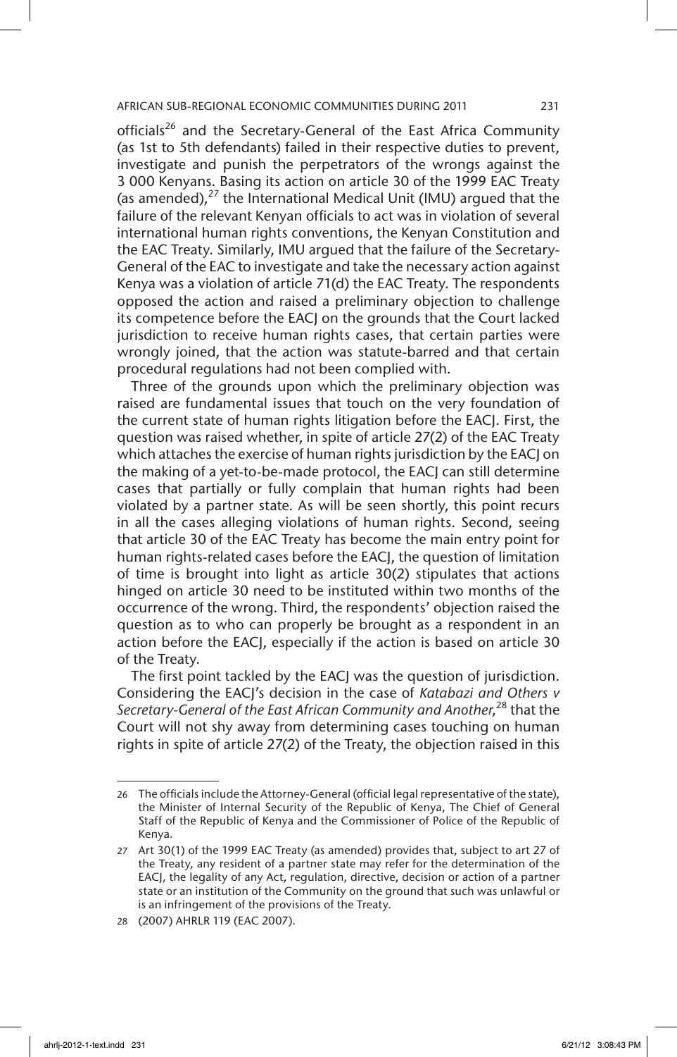officials[26] and the Secretary-General of the East Africa Community (as 1st to 5th defendants) failed in their respective duties to prevent, investigate and punish the perpetrators of the wrongs against the 3 000 Kenyans. Basing its action on article 30 of the 1999 EAC Treaty (as amended),[27] the International Medical Unit (IMU) argued that the failure of the relevant Kenyan officials to act was in violation of several international human rights conventions, the Kenyan Constitution and the EAC Treaty. Similarly, IMU argued that the failure of the Secretary-General of the EAC to investigate and take the necessary action against Kenya was a violation of article 71(d) the EAC Treaty. The respondents opposed the action and raised a preliminary objection to challenge its competence before the EACJ on the grounds that the Court lacked jurisdiction to receive human rights cases, that certain parties were wrongly joined, that the action was statute-barred and that certain procedural regulations had not been complied with.

Three of the grounds upon which the preliminary objection was raised are fundamental issues that touch on the very foundation of the current state of human rights litigation before the EACJ. First, the question was raised whether, in spite of article 27(2) of the EAC Treaty which attaches the exercise of human rights jurisdiction by the EACJ on the making of a yet-to-be-made protocol, the EACJ can still determine cases that partially or fully complain that human rights had been violated by a partner state. As will be seen shortly, this point recurs in all the cases alleging violations of human rights. Second, seeing that article 30 of the EAC Treaty has become the main entry point for human rights-related cases before the EACJ, the question of limitation of time is brought into light as article 30(2) stipulates that actions hinged on article 30 need to be instituted within two months of the occurrence of the wrong. Third, the respondents' objection raised the question as to who can properly be brought as a respondent in an action before the EACJ, especially if the action is based on article 30 of the Treaty.

The first point tackled by the EACJ was the question of jurisdiction. Considering the EACJ's decision in the case of *Katabazi and Others v Secretary-General of the East African Community and Another*,[28] that the Court will not shy away from determining cases touching on human rights in spite of article 27(2) of the Treaty, the objection raised in this

---

26 The officials include the Attorney-General (official legal representative of the state), the Minister of Internal Security of the Republic of Kenya, The Chief of General Staff of the Republic of Kenya and the Commissioner of Police of the Republic of Kenya.

27 Art 30(1) of the 1999 EAC Treaty (as amended) provides that, subject to art 27 of the Treaty, any resident of a partner state may refer for the determination of the EACJ, the legality of any Act, regulation, directive, decision or action of a partner state or an institution of the Community on the ground that such was unlawful or is an infringement of the provisions of the Treaty.

28 (2007) AHRLR 119 (EAC 2007).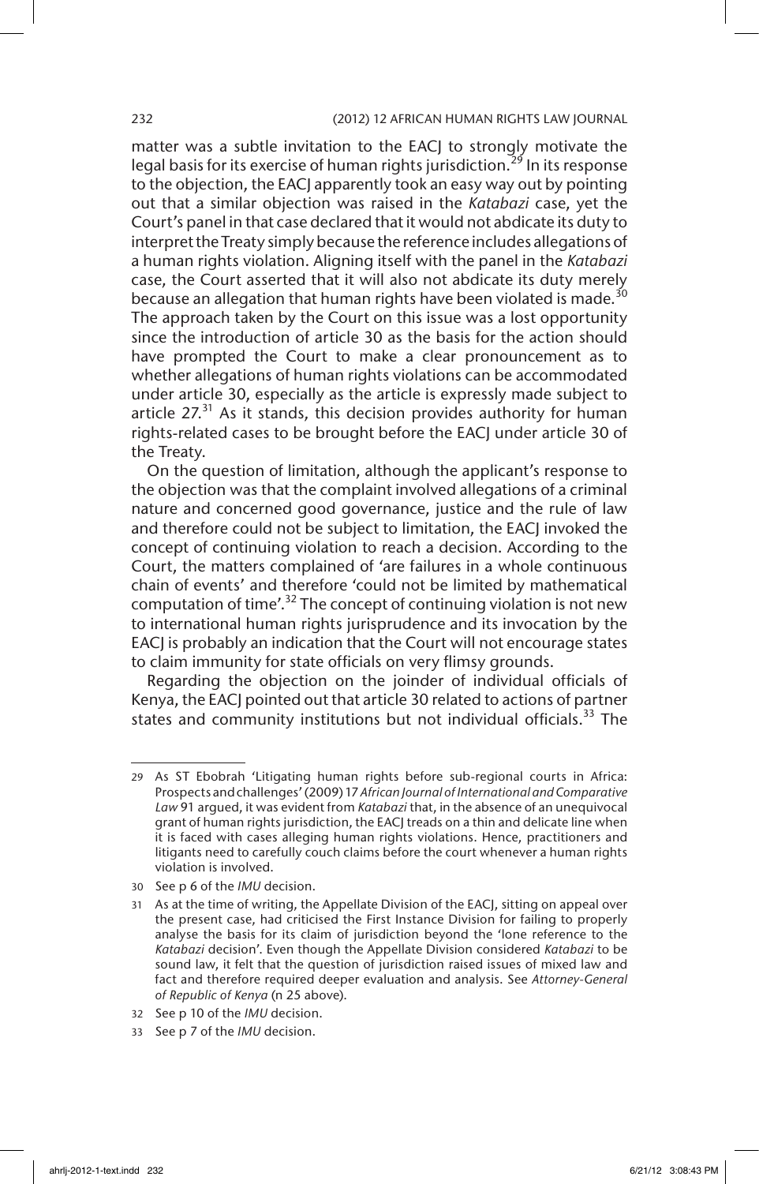matter was a subtle invitation to the EACJ to strongly motivate the legal basis for its exercise of human rights jurisdiction.[29] In its response to the objection, the EACJ apparently took an easy way out by pointing out that a similar objection was raised in the *Katabazi* case, yet the Court's panel in that case declared that it would not abdicate its duty to interpret the Treaty simply because the reference includes allegations of a human rights violation. Aligning itself with the panel in the *Katabazi* case, the Court asserted that it will also not abdicate its duty merely because an allegation that human rights have been violated is made.[30] The approach taken by the Court on this issue was a lost opportunity since the introduction of article 30 as the basis for the action should have prompted the Court to make a clear pronouncement as to whether allegations of human rights violations can be accommodated under article 30, especially as the article is expressly made subject to article 27.[31] As it stands, this decision provides authority for human rights-related cases to be brought before the EACJ under article 30 of the Treaty.

On the question of limitation, although the applicant's response to the objection was that the complaint involved allegations of a criminal nature and concerned good governance, justice and the rule of law and therefore could not be subject to limitation, the EACJ invoked the concept of continuing violation to reach a decision. According to the Court, the matters complained of 'are failures in a whole continuous chain of events' and therefore 'could not be limited by mathematical computation of time'.[32] The concept of continuing violation is not new to international human rights jurisprudence and its invocation by the EACJ is probably an indication that the Court will not encourage states to claim immunity for state officials on very flimsy grounds.

Regarding the objection on the joinder of individual officials of Kenya, the EACJ pointed out that article 30 related to actions of partner states and community institutions but not individual officials.[33] The

---

29 As ST Ebobrah 'Litigating human rights before sub-regional courts in Africa: Prospects and challenges' (2009) 17 *African Journal of International and Comparative Law* 91 argued, it was evident from *Katabazi* that, in the absence of an unequivocal grant of human rights jurisdiction, the EACJ treads on a thin and delicate line when it is faced with cases alleging human rights violations. Hence, practitioners and litigants need to carefully couch claims before the court whenever a human rights violation is involved.

30 See p 6 of the *IMU* decision.

31 As at the time of writing, the Appellate Division of the EACJ, sitting on appeal over the present case, had criticised the First Instance Division for failing to properly analyse the basis for its claim of jurisdiction beyond the 'lone reference to the *Katabazi* decision'. Even though the Appellate Division considered *Katabazi* to be sound law, it felt that the question of jurisdiction raised issues of mixed law and fact and therefore required deeper evaluation and analysis. See *Attorney-General of Republic of Kenya* (n 25 above).

32 See p 10 of the *IMU* decision.

33 See p 7 of the *IMU* decision.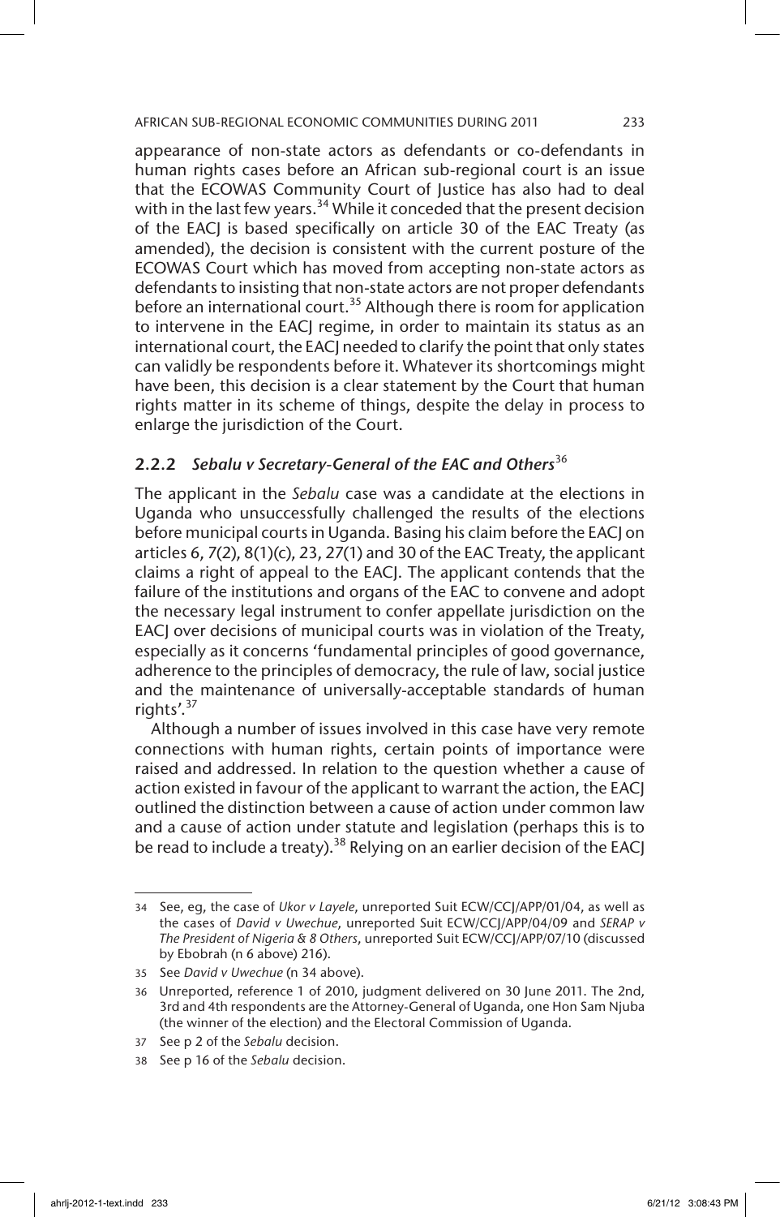appearance of non-state actors as defendants or co-defendants in human rights cases before an African sub-regional court is an issue that the ECOWAS Community Court of Justice has also had to deal with in the last few years.[34] While it conceded that the present decision of the EACJ is based specifically on article 30 of the EAC Treaty (as amended), the decision is consistent with the current posture of the ECOWAS Court which has moved from accepting non-state actors as defendants to insisting that non-state actors are not proper defendants before an international court.[35] Although there is room for application to intervene in the EACJ regime, in order to maintain its status as an international court, the EACJ needed to clarify the point that only states can validly be respondents before it. Whatever its shortcomings might have been, this decision is a clear statement by the Court that human rights matter in its scheme of things, despite the delay in process to enlarge the jurisdiction of the Court.

### 2.2.2 *Sebalu v Secretary-General of the EAC and Others*[36]

The applicant in the *Sebalu* case was a candidate at the elections in Uganda who unsuccessfully challenged the results of the elections before municipal courts in Uganda. Basing his claim before the EACJ on articles 6, 7(2), 8(1)(c), 23, 27(1) and 30 of the EAC Treaty, the applicant claims a right of appeal to the EACJ. The applicant contends that the failure of the institutions and organs of the EAC to convene and adopt the necessary legal instrument to confer appellate jurisdiction on the EACJ over decisions of municipal courts was in violation of the Treaty, especially as it concerns 'fundamental principles of good governance, adherence to the principles of democracy, the rule of law, social justice and the maintenance of universally-acceptable standards of human rights'.[37]

Although a number of issues involved in this case have very remote connections with human rights, certain points of importance were raised and addressed. In relation to the question whether a cause of action existed in favour of the applicant to warrant the action, the EACJ outlined the distinction between a cause of action under common law and a cause of action under statute and legislation (perhaps this is to be read to include a treaty).[38] Relying on an earlier decision of the EACJ

---

34 See, eg, the case of *Ukor v Layele*, unreported Suit ECW/CCJ/APP/01/04, as well as the cases of *David v Uwechue*, unreported Suit ECW/CCJ/APP/04/09 and *SERAP v The President of Nigeria & 8 Others*, unreported Suit ECW/CCJ/APP/07/10 (discussed by Ebobrah (n 6 above) 216).

35 See *David v Uwechue* (n 34 above).

36 Unreported, reference 1 of 2010, judgment delivered on 30 June 2011. The 2nd, 3rd and 4th respondents are the Attorney-General of Uganda, one Hon Sam Njuba (the winner of the election) and the Electoral Commission of Uganda.

37 See p 2 of the *Sebalu* decision.

38 See p 16 of the *Sebalu* decision.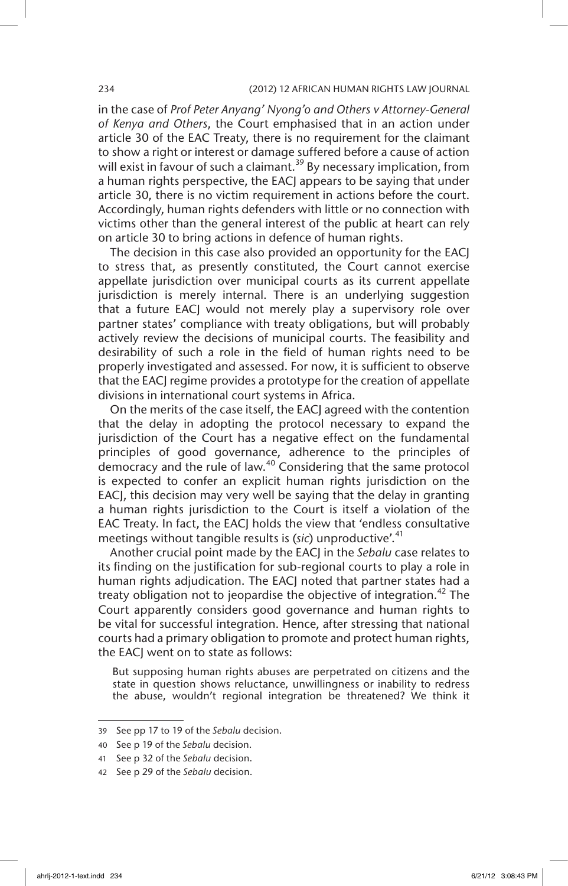in the case of *Prof Peter Anyang' Nyong'o and Others v Attorney-General of Kenya and Others*, the Court emphasised that in an action under article 30 of the EAC Treaty, there is no requirement for the claimant to show a right or interest or damage suffered before a cause of action will exist in favour of such a claimant.[39] By necessary implication, from a human rights perspective, the EACJ appears to be saying that under article 30, there is no victim requirement in actions before the court. Accordingly, human rights defenders with little or no connection with victims other than the general interest of the public at heart can rely on article 30 to bring actions in defence of human rights.

The decision in this case also provided an opportunity for the EACJ to stress that, as presently constituted, the Court cannot exercise appellate jurisdiction over municipal courts as its current appellate jurisdiction is merely internal. There is an underlying suggestion that a future EACJ would not merely play a supervisory role over partner states' compliance with treaty obligations, but will probably actively review the decisions of municipal courts. The feasibility and desirability of such a role in the field of human rights need to be properly investigated and assessed. For now, it is sufficient to observe that the EACJ regime provides a prototype for the creation of appellate divisions in international court systems in Africa.

On the merits of the case itself, the EACJ agreed with the contention that the delay in adopting the protocol necessary to expand the jurisdiction of the Court has a negative effect on the fundamental principles of good governance, adherence to the principles of democracy and the rule of law.[40] Considering that the same protocol is expected to confer an explicit human rights jurisdiction on the EACJ, this decision may very well be saying that the delay in granting a human rights jurisdiction to the Court is itself a violation of the EAC Treaty. In fact, the EACJ holds the view that 'endless consultative meetings without tangible results is (*sic*) unproductive'.[41]

Another crucial point made by the EACJ in the *Sebalu* case relates to its finding on the justification for sub-regional courts to play a role in human rights adjudication. The EACJ noted that partner states had a treaty obligation not to jeopardise the objective of integration.[42] The Court apparently considers good governance and human rights to be vital for successful integration. Hence, after stressing that national courts had a primary obligation to promote and protect human rights, the EACJ went on to state as follows:

> But supposing human rights abuses are perpetrated on citizens and the state in question shows reluctance, unwillingness or inability to redress the abuse, wouldn't regional integration be threatened? We think it

---

39 See pp 17 to 19 of the *Sebalu* decision.

40 See p 19 of the *Sebalu* decision.

41 See p 32 of the *Sebalu* decision.

42 See p 29 of the *Sebalu* decision.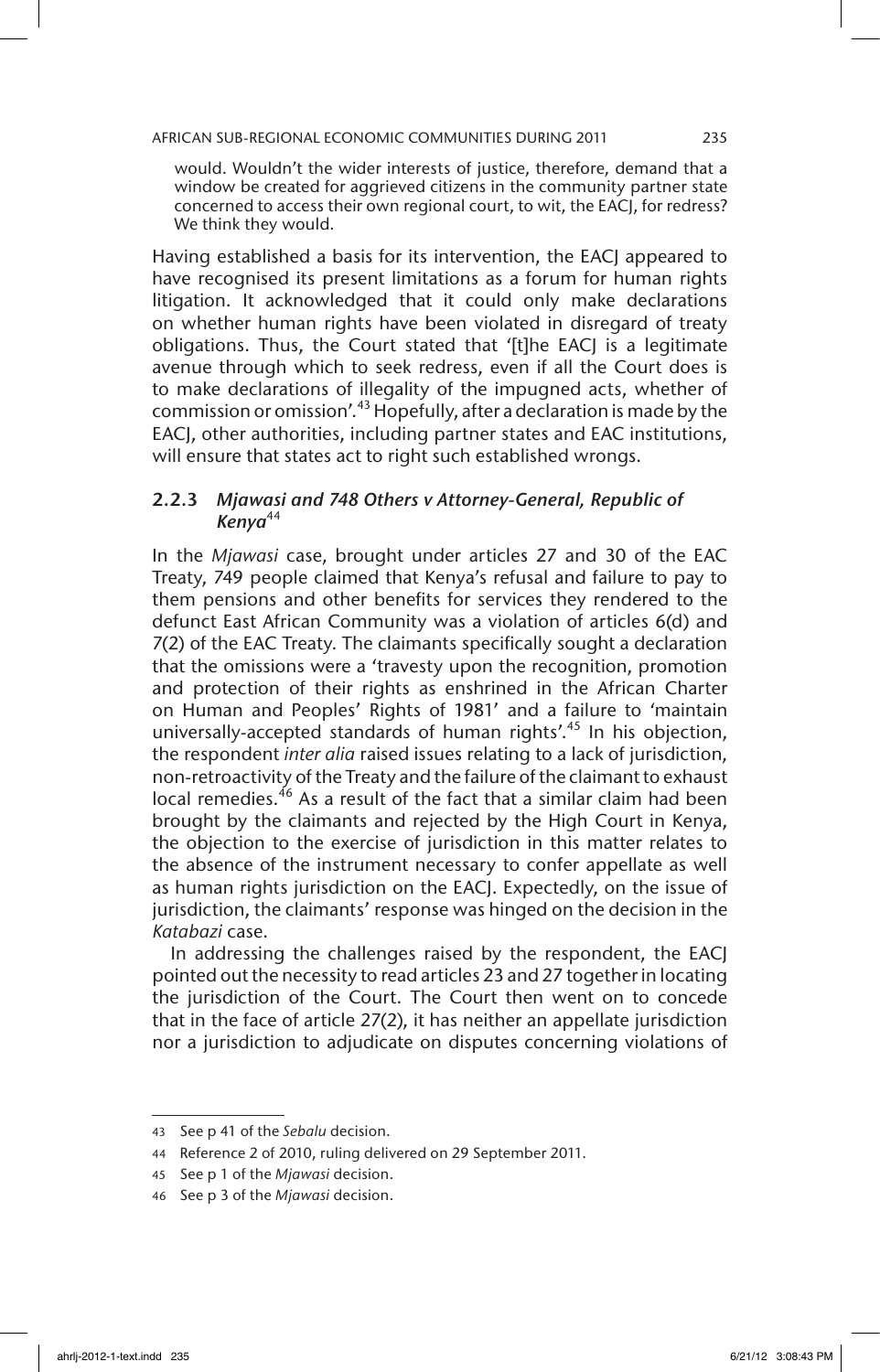> would. Wouldn't the wider interests of justice, therefore, demand that a window be created for aggrieved citizens in the community partner state concerned to access their own regional court, to wit, the EACJ, for redress? We think they would.

Having established a basis for its intervention, the EACJ appeared to have recognised its present limitations as a forum for human rights litigation. It acknowledged that it could only make declarations on whether human rights have been violated in disregard of treaty obligations. Thus, the Court stated that '[t]he EACJ is a legitimate avenue through which to seek redress, even if all the Court does is to make declarations of illegality of the impugned acts, whether of commission or omission'.[43] Hopefully, after a declaration is made by the EACJ, other authorities, including partner states and EAC institutions, will ensure that states act to right such established wrongs.

### 2.2.3 *Mjawasi and 748 Others v Attorney-General, Republic of Kenya*[44]

In the *Mjawasi* case, brought under articles 27 and 30 of the EAC Treaty, 749 people claimed that Kenya's refusal and failure to pay to them pensions and other benefits for services they rendered to the defunct East African Community was a violation of articles 6(d) and 7(2) of the EAC Treaty. The claimants specifically sought a declaration that the omissions were a 'travesty upon the recognition, promotion and protection of their rights as enshrined in the African Charter on Human and Peoples' Rights of 1981' and a failure to 'maintain universally-accepted standards of human rights'.[45] In his objection, the respondent *inter alia* raised issues relating to a lack of jurisdiction, non-retroactivity of the Treaty and the failure of the claimant to exhaust local remedies.[46] As a result of the fact that a similar claim had been brought by the claimants and rejected by the High Court in Kenya, the objection to the exercise of jurisdiction in this matter relates to the absence of the instrument necessary to confer appellate as well as human rights jurisdiction on the EACJ. Expectedly, on the issue of jurisdiction, the claimants' response was hinged on the decision in the *Katabazi* case.

In addressing the challenges raised by the respondent, the EACJ pointed out the necessity to read articles 23 and 27 together in locating the jurisdiction of the Court. The Court then went on to concede that in the face of article 27(2), it has neither an appellate jurisdiction nor a jurisdiction to adjudicate on disputes concerning violations of

---

43 See p 41 of the *Sebalu* decision.

44 Reference 2 of 2010, ruling delivered on 29 September 2011.

45 See p 1 of the *Mjawasi* decision.

46 See p 3 of the *Mjawasi* decision.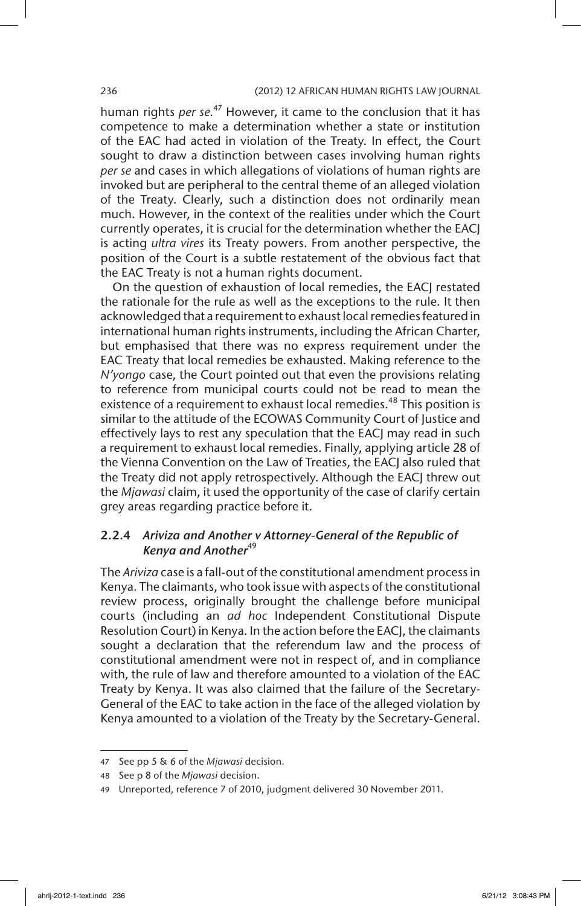human rights *per se*.[47] However, it came to the conclusion that it has competence to make a determination whether a state or institution of the EAC had acted in violation of the Treaty. In effect, the Court sought to draw a distinction between cases involving human rights *per se* and cases in which allegations of violations of human rights are invoked but are peripheral to the central theme of an alleged violation of the Treaty. Clearly, such a distinction does not ordinarily mean much. However, in the context of the realities under which the Court currently operates, it is crucial for the determination whether the EACJ is acting *ultra vires* its Treaty powers. From another perspective, the position of the Court is a subtle restatement of the obvious fact that the EAC Treaty is not a human rights document.

On the question of exhaustion of local remedies, the EACJ restated the rationale for the rule as well as the exceptions to the rule. It then acknowledged that a requirement to exhaust local remedies featured in international human rights instruments, including the African Charter, but emphasised that there was no express requirement under the EAC Treaty that local remedies be exhausted. Making reference to the *N'yongo* case, the Court pointed out that even the provisions relating to reference from municipal courts could not be read to mean the existence of a requirement to exhaust local remedies.[48] This position is similar to the attitude of the ECOWAS Community Court of Justice and effectively lays to rest any speculation that the EACJ may read in such a requirement to exhaust local remedies. Finally, applying article 28 of the Vienna Convention on the Law of Treaties, the EACJ also ruled that the Treaty did not apply retrospectively. Although the EACJ threw out the *Mjawasi* claim, it used the opportunity of the case of clarify certain grey areas regarding practice before it.

### 2.2.4 *Ariviza and Another v Attorney-General of the Republic of Kenya and Another*[49]

The *Ariviza* case is a fall-out of the constitutional amendment process in Kenya. The claimants, who took issue with aspects of the constitutional review process, originally brought the challenge before municipal courts (including an *ad hoc* Independent Constitutional Dispute Resolution Court) in Kenya. In the action before the EACJ, the claimants sought a declaration that the referendum law and the process of constitutional amendment were not in respect of, and in compliance with, the rule of law and therefore amounted to a violation of the EAC Treaty by Kenya. It was also claimed that the failure of the Secretary-General of the EAC to take action in the face of the alleged violation by Kenya amounted to a violation of the Treaty by the Secretary-General.

---

47 See pp 5 & 6 of the *Mjawasi* decision.

48 See p 8 of the *Mjawasi* decision.

49 Unreported, reference 7 of 2010, judgment delivered 30 November 2011.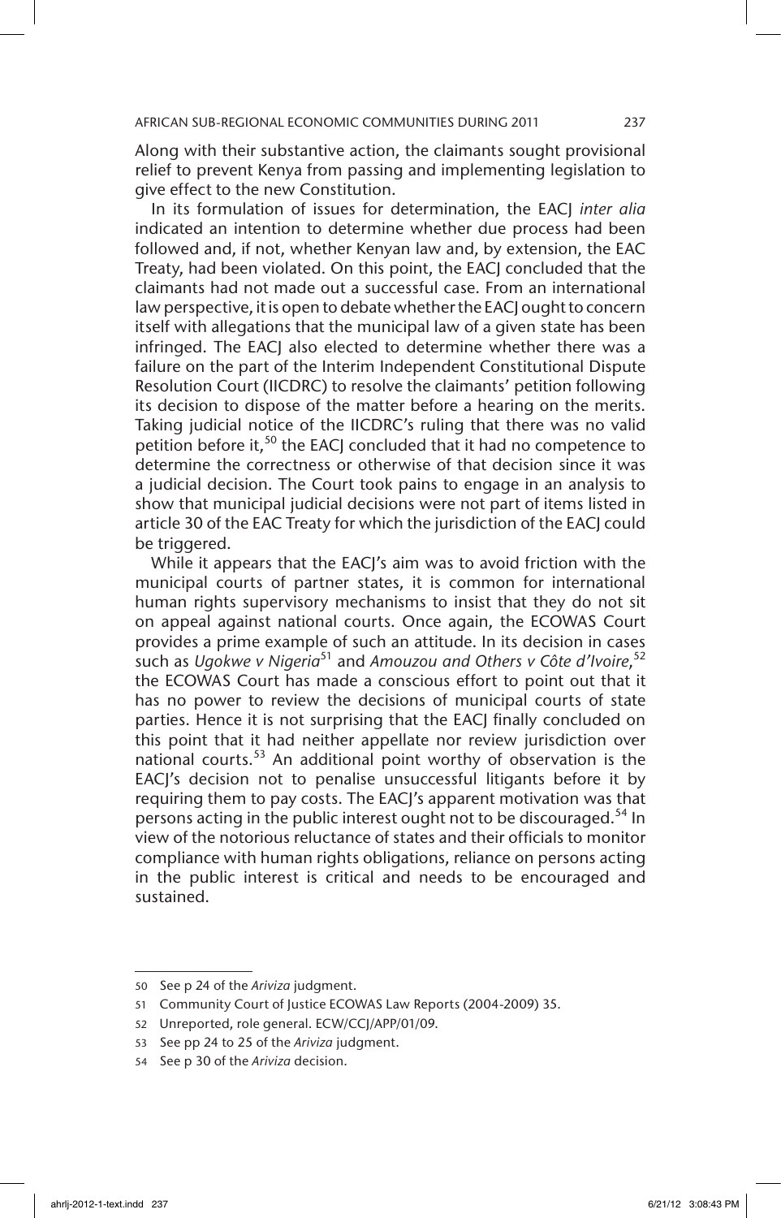Along with their substantive action, the claimants sought provisional relief to prevent Kenya from passing and implementing legislation to give effect to the new Constitution.

In its formulation of issues for determination, the EACJ *inter alia* indicated an intention to determine whether due process had been followed and, if not, whether Kenyan law and, by extension, the EAC Treaty, had been violated. On this point, the EACJ concluded that the claimants had not made out a successful case. From an international law perspective, it is open to debate whether the EACJ ought to concern itself with allegations that the municipal law of a given state has been infringed. The EACJ also elected to determine whether there was a failure on the part of the Interim Independent Constitutional Dispute Resolution Court (IICDRC) to resolve the claimants' petition following its decision to dispose of the matter before a hearing on the merits. Taking judicial notice of the IICDRC's ruling that there was no valid petition before it,[50] the EACJ concluded that it had no competence to determine the correctness or otherwise of that decision since it was a judicial decision. The Court took pains to engage in an analysis to show that municipal judicial decisions were not part of items listed in article 30 of the EAC Treaty for which the jurisdiction of the EACJ could be triggered.

While it appears that the EACJ's aim was to avoid friction with the municipal courts of partner states, it is common for international human rights supervisory mechanisms to insist that they do not sit on appeal against national courts. Once again, the ECOWAS Court provides a prime example of such an attitude. In its decision in cases such as *Ugokwe v Nigeria*[51] and *Amouzou and Others v Côte d'Ivoire*,[52] the ECOWAS Court has made a conscious effort to point out that it has no power to review the decisions of municipal courts of state parties. Hence it is not surprising that the EACJ finally concluded on this point that it had neither appellate nor review jurisdiction over national courts.[53] An additional point worthy of observation is the EACJ's decision not to penalise unsuccessful litigants before it by requiring them to pay costs. The EACJ's apparent motivation was that persons acting in the public interest ought not to be discouraged.[54] In view of the notorious reluctance of states and their officials to monitor compliance with human rights obligations, reliance on persons acting in the public interest is critical and needs to be encouraged and sustained.

---

50 See p 24 of the *Ariviza* judgment.

51 Community Court of Justice ECOWAS Law Reports (2004-2009) 35.

52 Unreported, role general. ECW/CCJ/APP/01/09.

53 See pp 24 to 25 of the *Ariviza* judgment.

54 See p 30 of the *Ariviza* decision.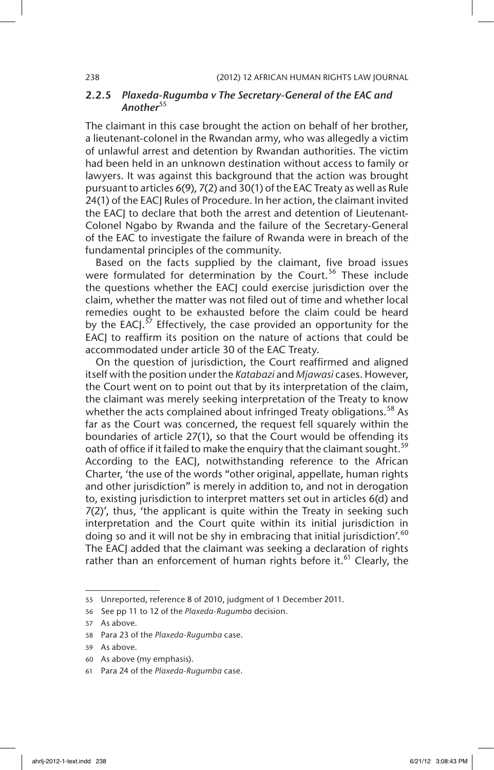### 2.2.5 *Plaxeda-Rugumba v The Secretary-General of the EAC and Another*[55]

The claimant in this case brought the action on behalf of her brother, a lieutenant-colonel in the Rwandan army, who was allegedly a victim of unlawful arrest and detention by Rwandan authorities. The victim had been held in an unknown destination without access to family or lawyers. It was against this background that the action was brought pursuant to articles 6(9), 7(2) and 30(1) of the EAC Treaty as well as Rule 24(1) of the EACJ Rules of Procedure. In her action, the claimant invited the EACJ to declare that both the arrest and detention of Lieutenant-Colonel Ngabo by Rwanda and the failure of the Secretary-General of the EAC to investigate the failure of Rwanda were in breach of the fundamental principles of the community.

Based on the facts supplied by the claimant, five broad issues were formulated for determination by the Court.[56] These include the questions whether the EACJ could exercise jurisdiction over the claim, whether the matter was not filed out of time and whether local remedies ought to be exhausted before the claim could be heard by the EACJ.[57] Effectively, the case provided an opportunity for the EACJ to reaffirm its position on the nature of actions that could be accommodated under article 30 of the EAC Treaty.

On the question of jurisdiction, the Court reaffirmed and aligned itself with the position under the *Katabazi* and *Mjawasi* cases. However, the Court went on to point out that by its interpretation of the claim, the claimant was merely seeking interpretation of the Treaty to know whether the acts complained about infringed Treaty obligations.[58] As far as the Court was concerned, the request fell squarely within the boundaries of article 27(1), so that the Court would be offending its oath of office if it failed to make the enquiry that the claimant sought.[59] According to the EACJ, notwithstanding reference to the African Charter, 'the use of the words "other original, appellate, human rights and other jurisdiction" is merely in addition to, and not in derogation to, existing jurisdiction to interpret matters set out in articles 6(d) and 7(2)', thus, 'the applicant is quite within the Treaty in seeking such interpretation and the Court quite within its initial jurisdiction in doing so and it will not be shy in embracing that initial jurisdiction'.[60] The EACJ added that the claimant was seeking a declaration of rights rather than an enforcement of human rights before it.[61] Clearly, the

---

55 Unreported, reference 8 of 2010, judgment of 1 December 2011.

56 See pp 11 to 12 of the *Plaxeda-Rugumba* decision.

57 As above.

58 Para 23 of the *Plaxeda-Rugumba* case.

59 As above.

60 As above (my emphasis).

61 Para 24 of the *Plaxeda-Rugumba* case.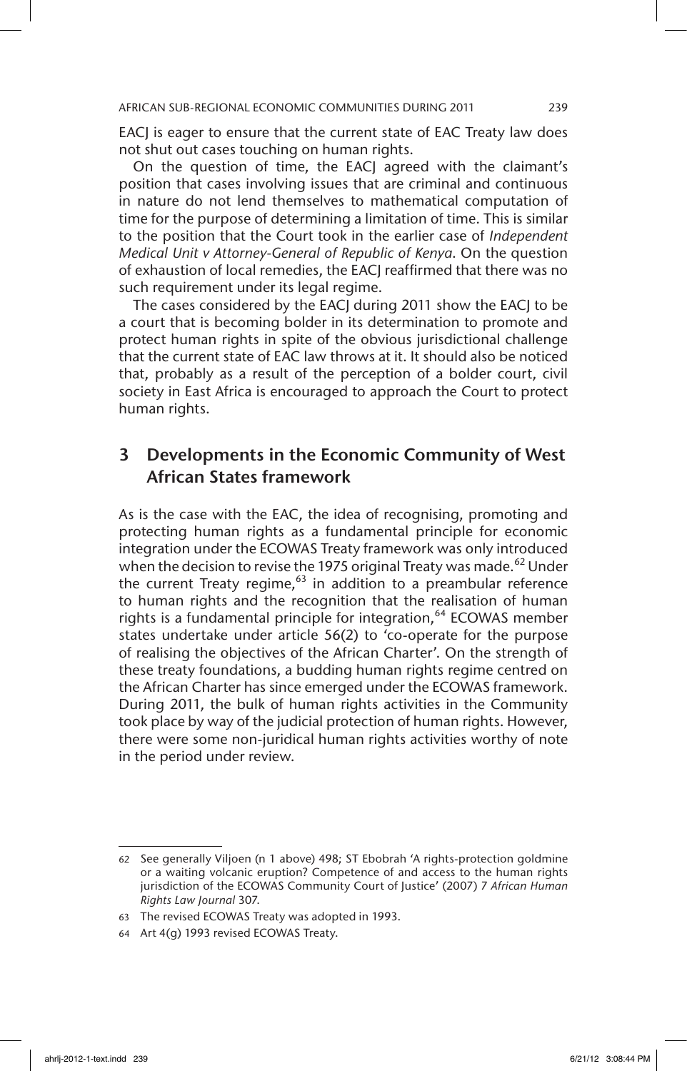EACJ is eager to ensure that the current state of EAC Treaty law does not shut out cases touching on human rights.

On the question of time, the EACJ agreed with the claimant's position that cases involving issues that are criminal and continuous in nature do not lend themselves to mathematical computation of time for the purpose of determining a limitation of time. This is similar to the position that the Court took in the earlier case of *Independent Medical Unit v Attorney-General of Republic of Kenya*. On the question of exhaustion of local remedies, the EACJ reaffirmed that there was no such requirement under its legal regime.

The cases considered by the EACJ during 2011 show the EACJ to be a court that is becoming bolder in its determination to promote and protect human rights in spite of the obvious jurisdictional challenge that the current state of EAC law throws at it. It should also be noticed that, probably as a result of the perception of a bolder court, civil society in East Africa is encouraged to approach the Court to protect human rights.

## 3 Developments in the Economic Community of West African States framework

As is the case with the EAC, the idea of recognising, promoting and protecting human rights as a fundamental principle for economic integration under the ECOWAS Treaty framework was only introduced when the decision to revise the 1975 original Treaty was made.[62] Under the current Treaty regime,[63] in addition to a preambular reference to human rights and the recognition that the realisation of human rights is a fundamental principle for integration,[64] ECOWAS member states undertake under article 56(2) to 'co-operate for the purpose of realising the objectives of the African Charter'. On the strength of these treaty foundations, a budding human rights regime centred on the African Charter has since emerged under the ECOWAS framework. During 2011, the bulk of human rights activities in the Community took place by way of the judicial protection of human rights. However, there were some non-juridical human rights activities worthy of note in the period under review.

---

62 See generally Viljoen (n 1 above) 498; ST Ebobrah 'A rights-protection goldmine or a waiting volcanic eruption? Competence of and access to the human rights jurisdiction of the ECOWAS Community Court of Justice' (2007) 7 *African Human Rights Law Journal* 307.

63 The revised ECOWAS Treaty was adopted in 1993.

64 Art 4(g) 1993 revised ECOWAS Treaty.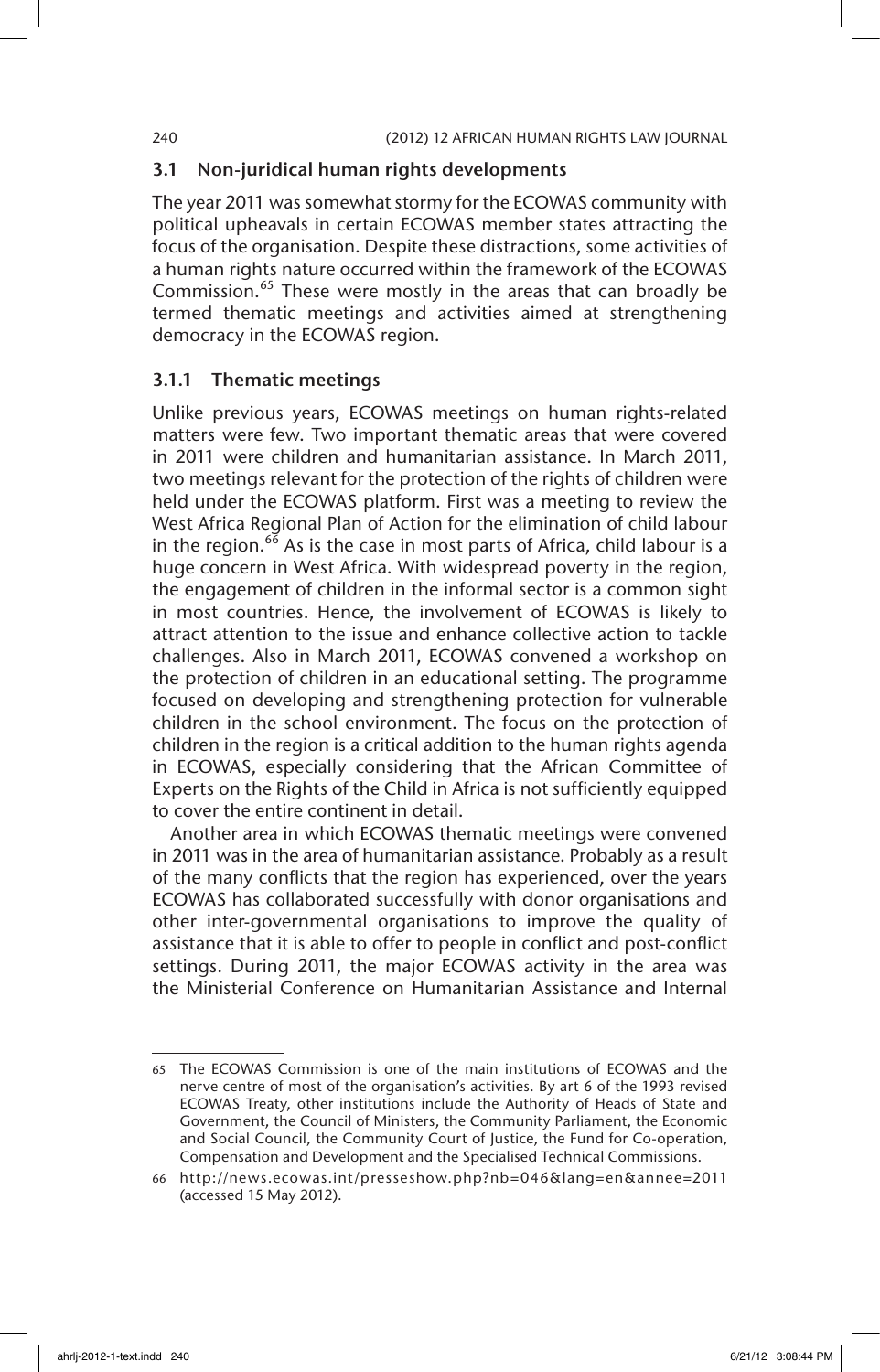### 3.1 Non-juridical human rights developments

The year 2011 was somewhat stormy for the ECOWAS community with political upheavals in certain ECOWAS member states attracting the focus of the organisation. Despite these distractions, some activities of a human rights nature occurred within the framework of the ECOWAS Commission.[65] These were mostly in the areas that can broadly be termed thematic meetings and activities aimed at strengthening democracy in the ECOWAS region.

#### 3.1.1 Thematic meetings

Unlike previous years, ECOWAS meetings on human rights-related matters were few. Two important thematic areas that were covered in 2011 were children and humanitarian assistance. In March 2011, two meetings relevant for the protection of the rights of children were held under the ECOWAS platform. First was a meeting to review the West Africa Regional Plan of Action for the elimination of child labour in the region.[66] As is the case in most parts of Africa, child labour is a huge concern in West Africa. With widespread poverty in the region, the engagement of children in the informal sector is a common sight in most countries. Hence, the involvement of ECOWAS is likely to attract attention to the issue and enhance collective action to tackle challenges. Also in March 2011, ECOWAS convened a workshop on the protection of children in an educational setting. The programme focused on developing and strengthening protection for vulnerable children in the school environment. The focus on the protection of children in the region is a critical addition to the human rights agenda in ECOWAS, especially considering that the African Committee of Experts on the Rights of the Child in Africa is not sufficiently equipped to cover the entire continent in detail.

Another area in which ECOWAS thematic meetings were convened in 2011 was in the area of humanitarian assistance. Probably as a result of the many conflicts that the region has experienced, over the years ECOWAS has collaborated successfully with donor organisations and other inter-governmental organisations to improve the quality of assistance that it is able to offer to people in conflict and post-conflict settings. During 2011, the major ECOWAS activity in the area was the Ministerial Conference on Humanitarian Assistance and Internal

---

65 The ECOWAS Commission is one of the main institutions of ECOWAS and the nerve centre of most of the organisation's activities. By art 6 of the 1993 revised ECOWAS Treaty, other institutions include the Authority of Heads of State and Government, the Council of Ministers, the Community Parliament, the Economic and Social Council, the Community Court of Justice, the Fund for Co-operation, Compensation and Development and the Specialised Technical Commissions.

66 http://news.ecowas.int/presseshow.php?nb=046&lang=en&annee=2011 (accessed 15 May 2012).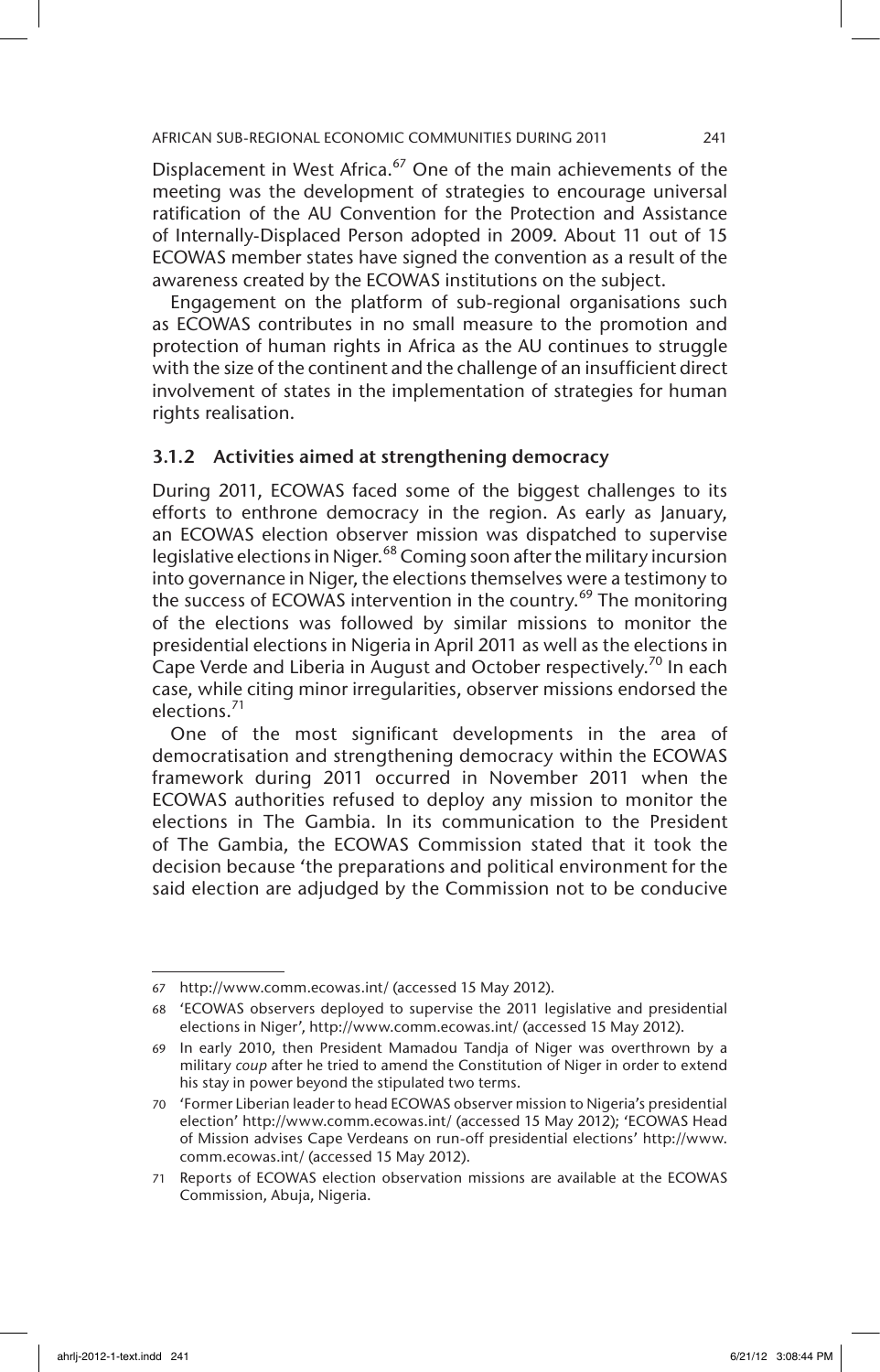Displacement in West Africa.[67] One of the main achievements of the meeting was the development of strategies to encourage universal ratification of the AU Convention for the Protection and Assistance of Internally-Displaced Person adopted in 2009. About 11 out of 15 ECOWAS member states have signed the convention as a result of the awareness created by the ECOWAS institutions on the subject.

Engagement on the platform of sub-regional organisations such as ECOWAS contributes in no small measure to the promotion and protection of human rights in Africa as the AU continues to struggle with the size of the continent and the challenge of an insufficient direct involvement of states in the implementation of strategies for human rights realisation.

### 3.1.2 Activities aimed at strengthening democracy

During 2011, ECOWAS faced some of the biggest challenges to its efforts to enthrone democracy in the region. As early as January, an ECOWAS election observer mission was dispatched to supervise legislative elections in Niger.[68] Coming soon after the military incursion into governance in Niger, the elections themselves were a testimony to the success of ECOWAS intervention in the country.[69] The monitoring of the elections was followed by similar missions to monitor the presidential elections in Nigeria in April 2011 as well as the elections in Cape Verde and Liberia in August and October respectively.[70] In each case, while citing minor irregularities, observer missions endorsed the elections.[71]

One of the most significant developments in the area of democratisation and strengthening democracy within the ECOWAS framework during 2011 occurred in November 2011 when the ECOWAS authorities refused to deploy any mission to monitor the elections in The Gambia. In its communication to the President of The Gambia, the ECOWAS Commission stated that it took the decision because 'the preparations and political environment for the said election are adjudged by the Commission not to be conducive

---

67 http://www.comm.ecowas.int/ (accessed 15 May 2012).

68 'ECOWAS observers deployed to supervise the 2011 legislative and presidential elections in Niger', http://www.comm.ecowas.int/ (accessed 15 May 2012).

69 In early 2010, then President Mamadou Tandja of Niger was overthrown by a military *coup* after he tried to amend the Constitution of Niger in order to extend his stay in power beyond the stipulated two terms.

70 'Former Liberian leader to head ECOWAS observer mission to Nigeria's presidential election' http://www.comm.ecowas.int/ (accessed 15 May 2012); 'ECOWAS Head of Mission advises Cape Verdeans on run-off presidential elections' http://www.comm.ecowas.int/ (accessed 15 May 2012).

71 Reports of ECOWAS election observation missions are available at the ECOWAS Commission, Abuja, Nigeria.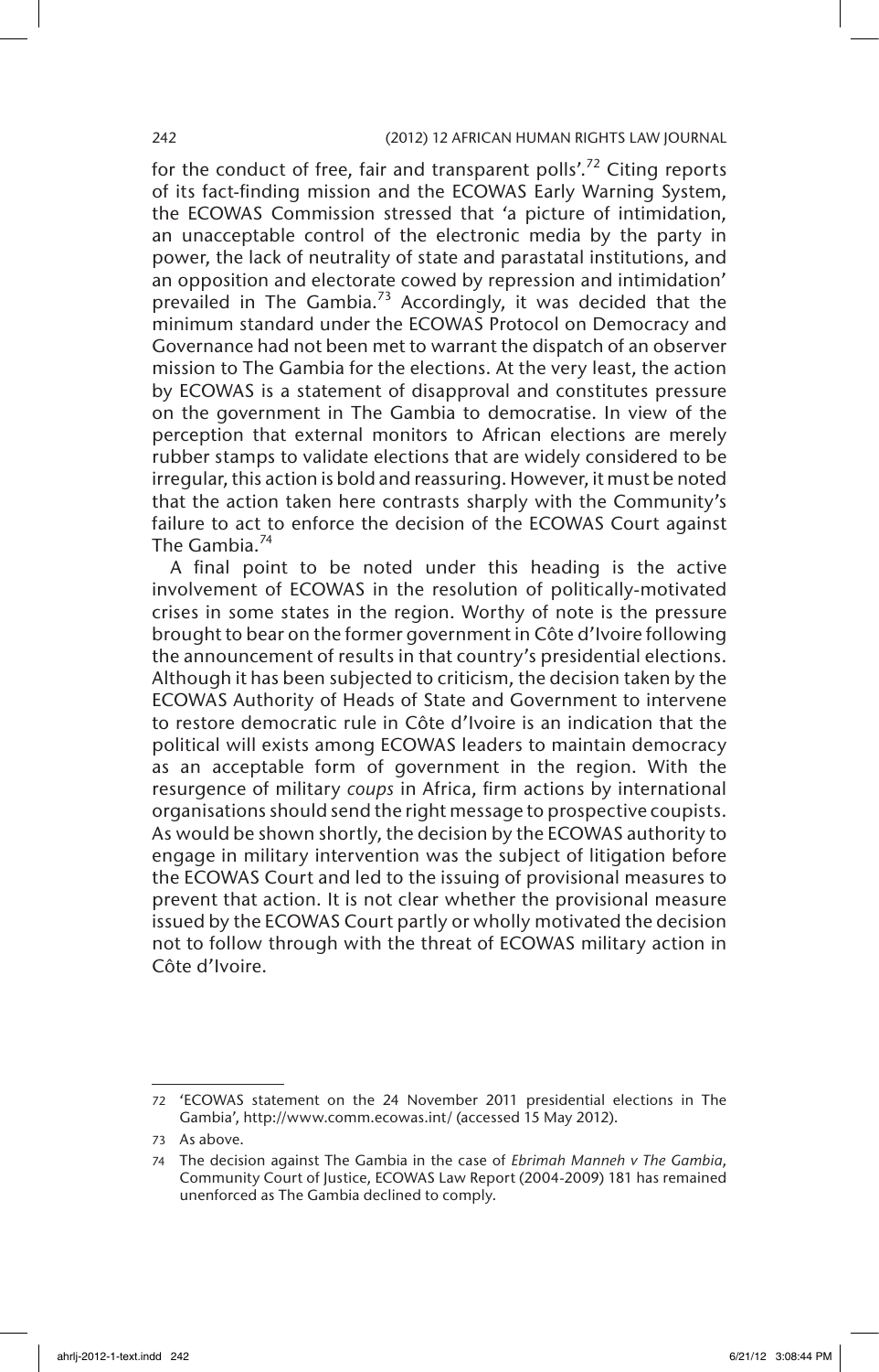for the conduct of free, fair and transparent polls'.[72] Citing reports of its fact-finding mission and the ECOWAS Early Warning System, the ECOWAS Commission stressed that 'a picture of intimidation, an unacceptable control of the electronic media by the party in power, the lack of neutrality of state and parastatal institutions, and an opposition and electorate cowed by repression and intimidation' prevailed in The Gambia.[73] Accordingly, it was decided that the minimum standard under the ECOWAS Protocol on Democracy and Governance had not been met to warrant the dispatch of an observer mission to The Gambia for the elections. At the very least, the action by ECOWAS is a statement of disapproval and constitutes pressure on the government in The Gambia to democratise. In view of the perception that external monitors to African elections are merely rubber stamps to validate elections that are widely considered to be irregular, this action is bold and reassuring. However, it must be noted that the action taken here contrasts sharply with the Community's failure to act to enforce the decision of the ECOWAS Court against The Gambia.[74]

A final point to be noted under this heading is the active involvement of ECOWAS in the resolution of politically-motivated crises in some states in the region. Worthy of note is the pressure brought to bear on the former government in Côte d'Ivoire following the announcement of results in that country's presidential elections. Although it has been subjected to criticism, the decision taken by the ECOWAS Authority of Heads of State and Government to intervene to restore democratic rule in Côte d'Ivoire is an indication that the political will exists among ECOWAS leaders to maintain democracy as an acceptable form of government in the region. With the resurgence of military *coups* in Africa, firm actions by international organisations should send the right message to prospective coupists. As would be shown shortly, the decision by the ECOWAS authority to engage in military intervention was the subject of litigation before the ECOWAS Court and led to the issuing of provisional measures to prevent that action. It is not clear whether the provisional measure issued by the ECOWAS Court partly or wholly motivated the decision not to follow through with the threat of ECOWAS military action in Côte d'Ivoire.

---

72 'ECOWAS statement on the 24 November 2011 presidential elections in The Gambia', http://www.comm.ecowas.int/ (accessed 15 May 2012).

73 As above.

74 The decision against The Gambia in the case of *Ebrimah Manneh v The Gambia*, Community Court of Justice, ECOWAS Law Report (2004-2009) 181 has remained unenforced as The Gambia declined to comply.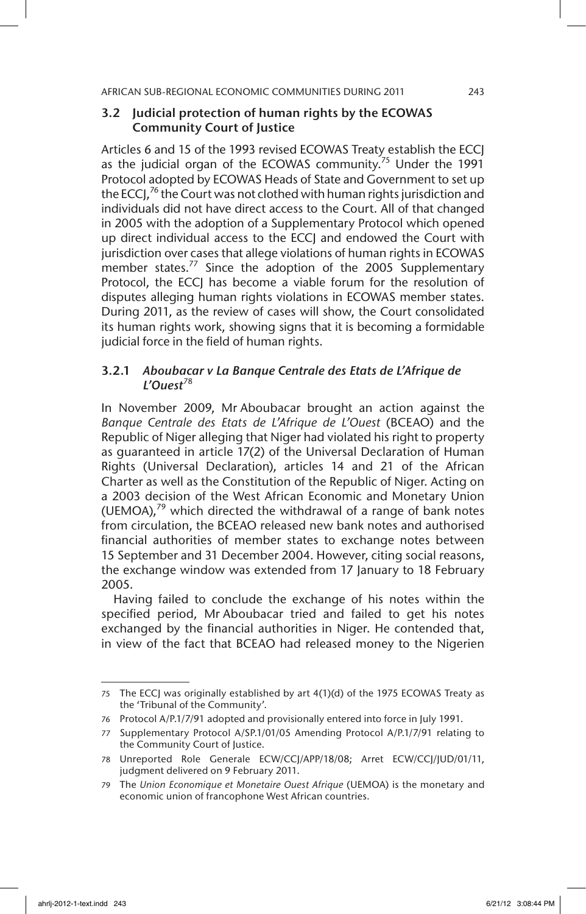### 3.2 Judicial protection of human rights by the ECOWAS Community Court of Justice

Articles 6 and 15 of the 1993 revised ECOWAS Treaty establish the ECCJ as the judicial organ of the ECOWAS community.[75] Under the 1991 Protocol adopted by ECOWAS Heads of State and Government to set up the ECCJ,[76] the Court was not clothed with human rights jurisdiction and individuals did not have direct access to the Court. All of that changed in 2005 with the adoption of a Supplementary Protocol which opened up direct individual access to the ECCJ and endowed the Court with jurisdiction over cases that allege violations of human rights in ECOWAS member states.[77] Since the adoption of the 2005 Supplementary Protocol, the ECCJ has become a viable forum for the resolution of disputes alleging human rights violations in ECOWAS member states. During 2011, as the review of cases will show, the Court consolidated its human rights work, showing signs that it is becoming a formidable judicial force in the field of human rights.

#### 3.2.1 *Aboubacar v La Banque Centrale des Etats de L'Afrique de L'Ouest*[78]

In November 2009, Mr Aboubacar brought an action against the *Banque Centrale des Etats de L'Afrique de L'Ouest* (BCEAO) and the Republic of Niger alleging that Niger had violated his right to property as guaranteed in article 17(2) of the Universal Declaration of Human Rights (Universal Declaration), articles 14 and 21 of the African Charter as well as the Constitution of the Republic of Niger. Acting on a 2003 decision of the West African Economic and Monetary Union (UEMOA),[79] which directed the withdrawal of a range of bank notes from circulation, the BCEAO released new bank notes and authorised financial authorities of member states to exchange notes between 15 September and 31 December 2004. However, citing social reasons, the exchange window was extended from 17 January to 18 February 2005.

Having failed to conclude the exchange of his notes within the specified period, Mr Aboubacar tried and failed to get his notes exchanged by the financial authorities in Niger. He contended that, in view of the fact that BCEAO had released money to the Nigerien

---

75 The ECCJ was originally established by art 4(1)(d) of the 1975 ECOWAS Treaty as the 'Tribunal of the Community'.

76 Protocol A/P.1/7/91 adopted and provisionally entered into force in July 1991.

77 Supplementary Protocol A/SP.1/01/05 Amending Protocol A/P.1/7/91 relating to the Community Court of Justice.

78 Unreported Role Generale ECW/CCJ/APP/18/08; Arret ECW/CCJ/JUD/01/11, judgment delivered on 9 February 2011.

79 The *Union Economique et Monetaire Ouest Afrique* (UEMOA) is the monetary and economic union of francophone West African countries.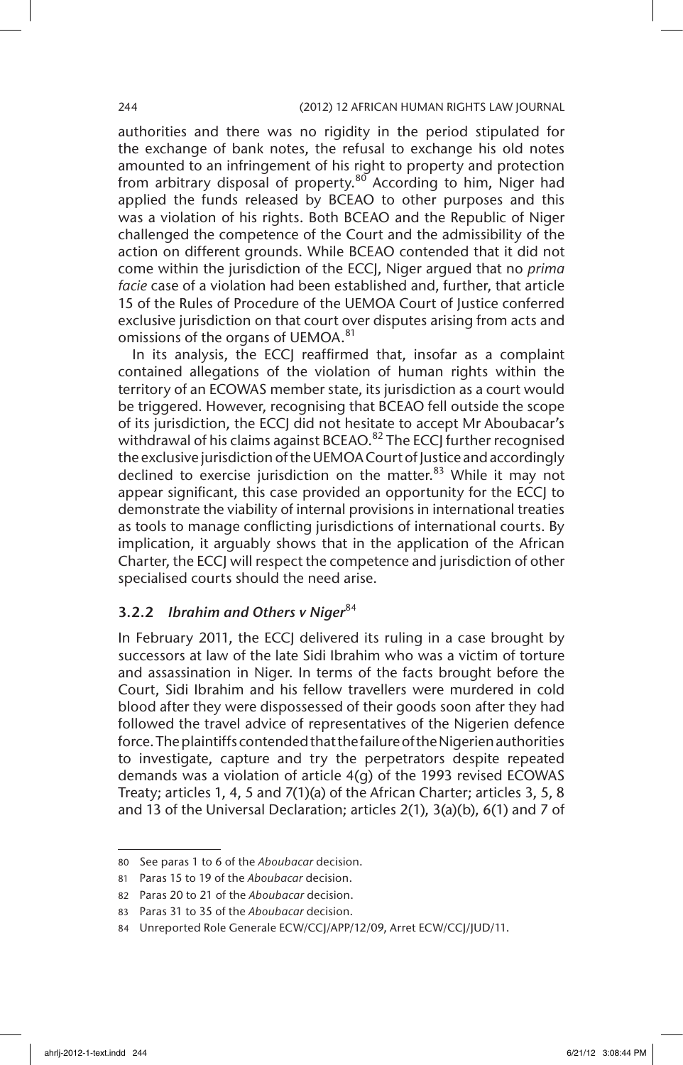authorities and there was no rigidity in the period stipulated for the exchange of bank notes, the refusal to exchange his old notes amounted to an infringement of his right to property and protection from arbitrary disposal of property.[80] According to him, Niger had applied the funds released by BCEAO to other purposes and this was a violation of his rights. Both BCEAO and the Republic of Niger challenged the competence of the Court and the admissibility of the action on different grounds. While BCEAO contended that it did not come within the jurisdiction of the ECCJ, Niger argued that no *prima facie* case of a violation had been established and, further, that article 15 of the Rules of Procedure of the UEMOA Court of Justice conferred exclusive jurisdiction on that court over disputes arising from acts and omissions of the organs of UEMOA.[81]

In its analysis, the ECCJ reaffirmed that, insofar as a complaint contained allegations of the violation of human rights within the territory of an ECOWAS member state, its jurisdiction as a court would be triggered. However, recognising that BCEAO fell outside the scope of its jurisdiction, the ECCJ did not hesitate to accept Mr Aboubacar's withdrawal of his claims against BCEAO.[82] The ECCJ further recognised the exclusive jurisdiction of the UEMOA Court of Justice and accordingly declined to exercise jurisdiction on the matter.[83] While it may not appear significant, this case provided an opportunity for the ECCJ to demonstrate the viability of internal provisions in international treaties as tools to manage conflicting jurisdictions of international courts. By implication, it arguably shows that in the application of the African Charter, the ECCJ will respect the competence and jurisdiction of other specialised courts should the need arise.

### 3.2.2 *Ibrahim and Others v Niger*[84]

In February 2011, the ECCJ delivered its ruling in a case brought by successors at law of the late Sidi Ibrahim who was a victim of torture and assassination in Niger. In terms of the facts brought before the Court, Sidi Ibrahim and his fellow travellers were murdered in cold blood after they were dispossessed of their goods soon after they had followed the travel advice of representatives of the Nigerien defence force. The plaintiffs contended that the failure of the Nigerien authorities to investigate, capture and try the perpetrators despite repeated demands was a violation of article 4(g) of the 1993 revised ECOWAS Treaty; articles 1, 4, 5 and 7(1)(a) of the African Charter; articles 3, 5, 8 and 13 of the Universal Declaration; articles 2(1), 3(a)(b), 6(1) and 7 of

---

80 See paras 1 to 6 of the *Aboubacar* decision.

81 Paras 15 to 19 of the *Aboubacar* decision.

82 Paras 20 to 21 of the *Aboubacar* decision.

83 Paras 31 to 35 of the *Aboubacar* decision.

84 Unreported Role Generale ECW/CCJ/APP/12/09, Arret ECW/CCJ/JUD/11.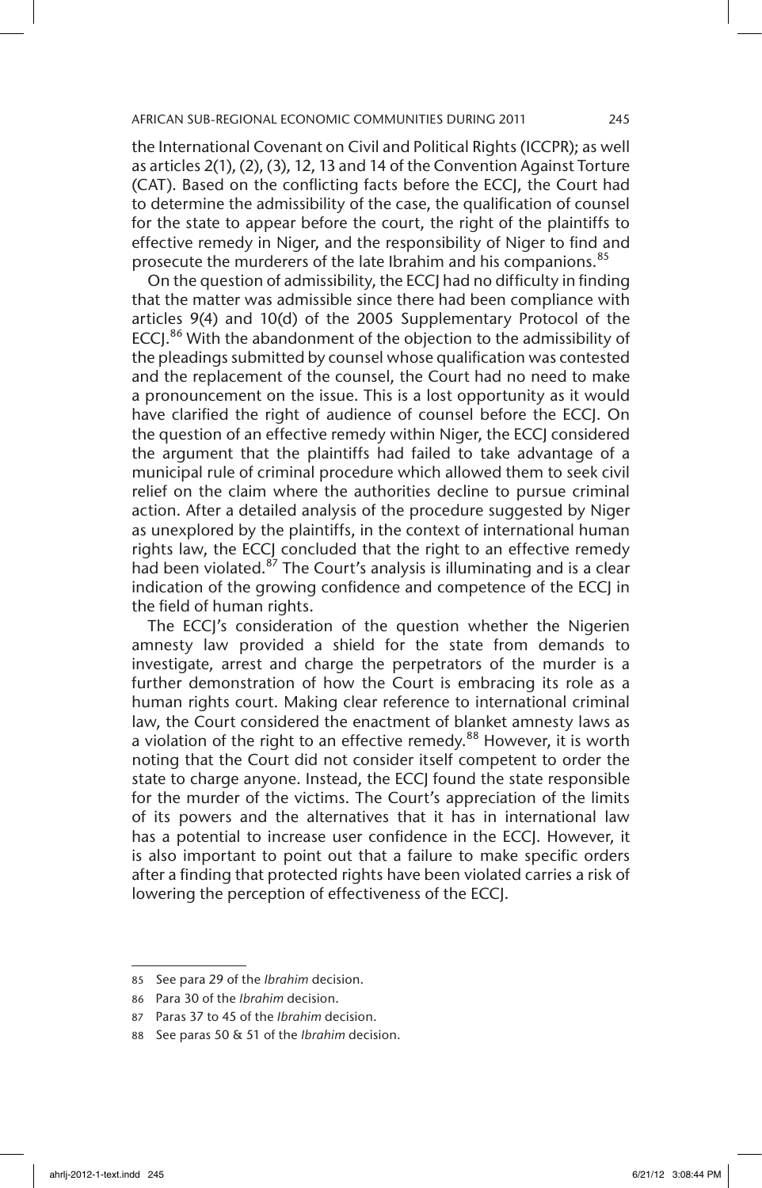the International Covenant on Civil and Political Rights (ICCPR); as well as articles 2(1), (2), (3), 12, 13 and 14 of the Convention Against Torture (CAT). Based on the conflicting facts before the ECCJ, the Court had to determine the admissibility of the case, the qualification of counsel for the state to appear before the court, the right of the plaintiffs to effective remedy in Niger, and the responsibility of Niger to find and prosecute the murderers of the late Ibrahim and his companions.[85]

On the question of admissibility, the ECCJ had no difficulty in finding that the matter was admissible since there had been compliance with articles 9(4) and 10(d) of the 2005 Supplementary Protocol of the ECCJ.[86] With the abandonment of the objection to the admissibility of the pleadings submitted by counsel whose qualification was contested and the replacement of the counsel, the Court had no need to make a pronouncement on the issue. This is a lost opportunity as it would have clarified the right of audience of counsel before the ECCJ. On the question of an effective remedy within Niger, the ECCJ considered the argument that the plaintiffs had failed to take advantage of a municipal rule of criminal procedure which allowed them to seek civil relief on the claim where the authorities decline to pursue criminal action. After a detailed analysis of the procedure suggested by Niger as unexplored by the plaintiffs, in the context of international human rights law, the ECCJ concluded that the right to an effective remedy had been violated.[87] The Court's analysis is illuminating and is a clear indication of the growing confidence and competence of the ECCJ in the field of human rights.

The ECCJ's consideration of the question whether the Nigerien amnesty law provided a shield for the state from demands to investigate, arrest and charge the perpetrators of the murder is a further demonstration of how the Court is embracing its role as a human rights court. Making clear reference to international criminal law, the Court considered the enactment of blanket amnesty laws as a violation of the right to an effective remedy.[88] However, it is worth noting that the Court did not consider itself competent to order the state to charge anyone. Instead, the ECCJ found the state responsible for the murder of the victims. The Court's appreciation of the limits of its powers and the alternatives that it has in international law has a potential to increase user confidence in the ECCJ. However, it is also important to point out that a failure to make specific orders after a finding that protected rights have been violated carries a risk of lowering the perception of effectiveness of the ECCJ.

---

85 See para 29 of the *Ibrahim* decision.

86 Para 30 of the *Ibrahim* decision.

87 Paras 37 to 45 of the *Ibrahim* decision.

88 See paras 50 & 51 of the *Ibrahim* decision.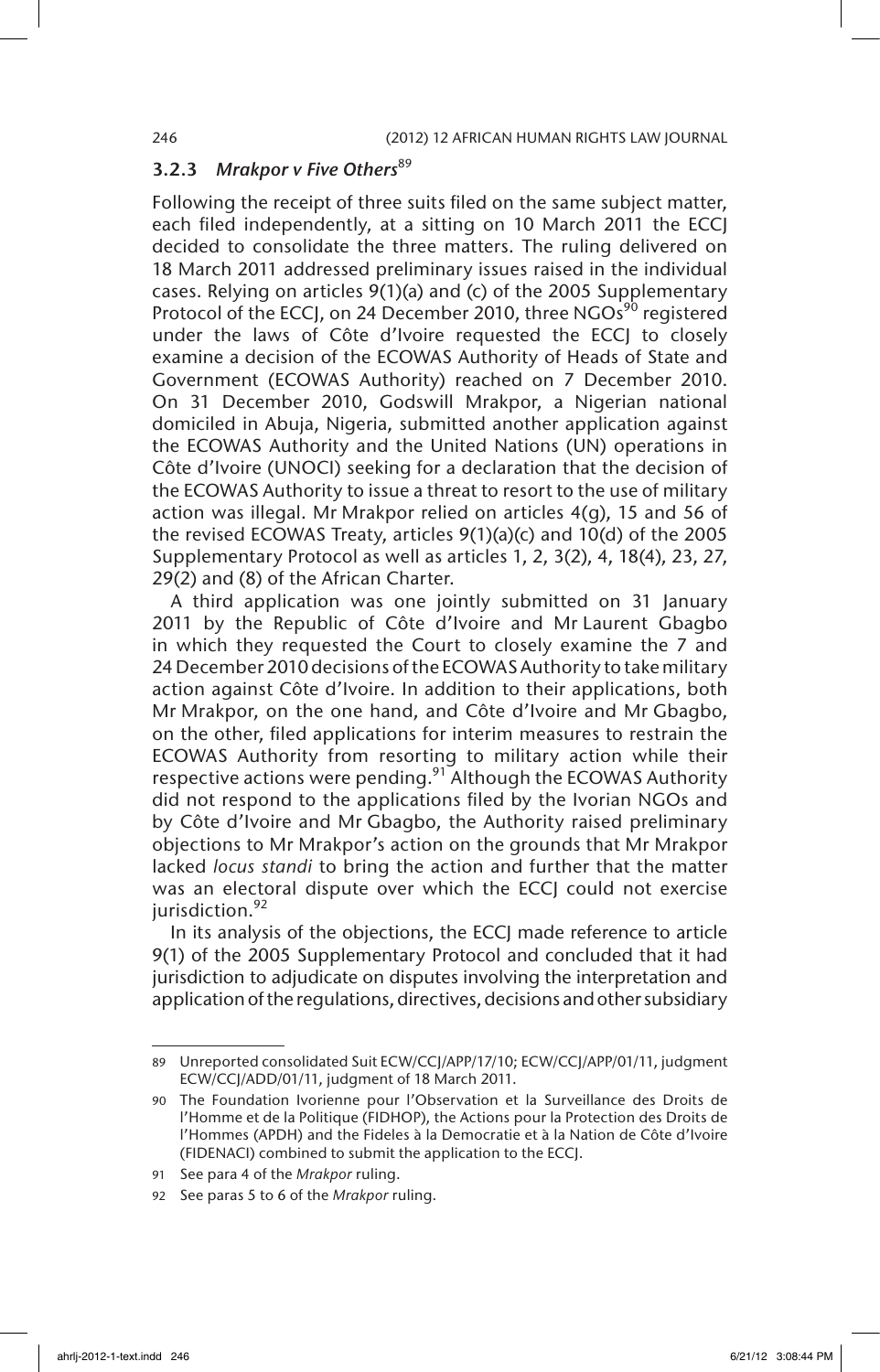### 3.2.3 *Mrakpor v Five Others*[89]

Following the receipt of three suits filed on the same subject matter, each filed independently, at a sitting on 10 March 2011 the ECCJ decided to consolidate the three matters. The ruling delivered on 18 March 2011 addressed preliminary issues raised in the individual cases. Relying on articles 9(1)(a) and (c) of the 2005 Supplementary Protocol of the ECCJ, on 24 December 2010, three NGOs[90] registered under the laws of Côte d'Ivoire requested the ECCJ to closely examine a decision of the ECOWAS Authority of Heads of State and Government (ECOWAS Authority) reached on 7 December 2010. On 31 December 2010, Godswill Mrakpor, a Nigerian national domiciled in Abuja, Nigeria, submitted another application against the ECOWAS Authority and the United Nations (UN) operations in Côte d'Ivoire (UNOCI) seeking for a declaration that the decision of the ECOWAS Authority to issue a threat to resort to the use of military action was illegal. Mr Mrakpor relied on articles 4(g), 15 and 56 of the revised ECOWAS Treaty, articles 9(1)(a)(c) and 10(d) of the 2005 Supplementary Protocol as well as articles 1, 2, 3(2), 4, 18(4), 23, 27, 29(2) and (8) of the African Charter.

A third application was one jointly submitted on 31 January 2011 by the Republic of Côte d'Ivoire and Mr Laurent Gbagbo in which they requested the Court to closely examine the 7 and 24 December 2010 decisions of the ECOWAS Authority to take military action against Côte d'Ivoire. In addition to their applications, both Mr Mrakpor, on the one hand, and Côte d'Ivoire and Mr Gbagbo, on the other, filed applications for interim measures to restrain the ECOWAS Authority from resorting to military action while their respective actions were pending.[91] Although the ECOWAS Authority did not respond to the applications filed by the Ivorian NGOs and by Côte d'Ivoire and Mr Gbagbo, the Authority raised preliminary objections to Mr Mrakpor's action on the grounds that Mr Mrakpor lacked *locus standi* to bring the action and further that the matter was an electoral dispute over which the ECCJ could not exercise jurisdiction.[92]

In its analysis of the objections, the ECCJ made reference to article 9(1) of the 2005 Supplementary Protocol and concluded that it had jurisdiction to adjudicate on disputes involving the interpretation and application of the regulations, directives, decisions and other subsidiary

---

89 Unreported consolidated Suit ECW/CCJ/APP/17/10; ECW/CCJ/APP/01/11, judgment ECW/CCJ/ADD/01/11, judgment of 18 March 2011.

90 The Foundation Ivorienne pour l'Observation et la Surveillance des Droits de l'Homme et de la Politique (FIDHOP), the Actions pour la Protection des Droits de l'Hommes (APDH) and the Fideles à la Democratie et à la Nation de Côte d'Ivoire (FIDENACI) combined to submit the application to the ECCJ.

91 See para 4 of the *Mrakpor* ruling.

92 See paras 5 to 6 of the *Mrakpor* ruling.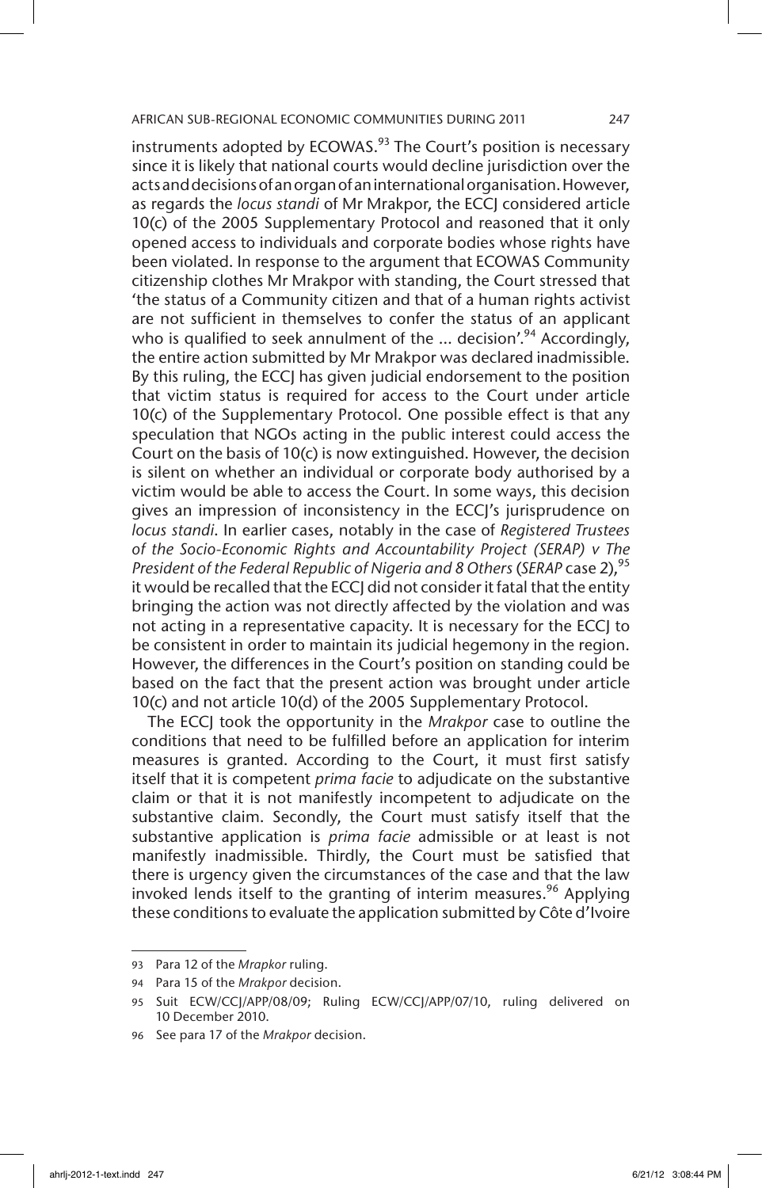instruments adopted by ECOWAS.[93] The Court's position is necessary since it is likely that national courts would decline jurisdiction over the acts and decisions of an organ of an international organisation. However, as regards the *locus standi* of Mr Mrakpor, the ECCJ considered article 10(c) of the 2005 Supplementary Protocol and reasoned that it only opened access to individuals and corporate bodies whose rights have been violated. In response to the argument that ECOWAS Community citizenship clothes Mr Mrakpor with standing, the Court stressed that 'the status of a Community citizen and that of a human rights activist are not sufficient in themselves to confer the status of an applicant who is qualified to seek annulment of the ... decision'.[94] Accordingly, the entire action submitted by Mr Mrakpor was declared inadmissible. By this ruling, the ECCJ has given judicial endorsement to the position that victim status is required for access to the Court under article 10(c) of the Supplementary Protocol. One possible effect is that any speculation that NGOs acting in the public interest could access the Court on the basis of 10(c) is now extinguished. However, the decision is silent on whether an individual or corporate body authorised by a victim would be able to access the Court. In some ways, this decision gives an impression of inconsistency in the ECCJ's jurisprudence on *locus standi*. In earlier cases, notably in the case of *Registered Trustees of the Socio-Economic Rights and Accountability Project (SERAP) v The President of the Federal Republic of Nigeria and 8 Others* (*SERAP* case 2),[95] it would be recalled that the ECCJ did not consider it fatal that the entity bringing the action was not directly affected by the violation and was not acting in a representative capacity. It is necessary for the ECCJ to be consistent in order to maintain its judicial hegemony in the region. However, the differences in the Court's position on standing could be based on the fact that the present action was brought under article 10(c) and not article 10(d) of the 2005 Supplementary Protocol.

The ECCJ took the opportunity in the *Mrakpor* case to outline the conditions that need to be fulfilled before an application for interim measures is granted. According to the Court, it must first satisfy itself that it is competent *prima facie* to adjudicate on the substantive claim or that it is not manifestly incompetent to adjudicate on the substantive claim. Secondly, the Court must satisfy itself that the substantive application is *prima facie* admissible or at least is not manifestly inadmissible. Thirdly, the Court must be satisfied that there is urgency given the circumstances of the case and that the law invoked lends itself to the granting of interim measures.[96] Applying these conditions to evaluate the application submitted by Côte d'Ivoire

---

93 Para 12 of the *Mrapkor* ruling.

94 Para 15 of the *Mrakpor* decision.

95 Suit ECW/CCJ/APP/08/09; Ruling ECW/CCJ/APP/07/10, ruling delivered on 10 December 2010.

96 See para 17 of the *Mrakpor* decision.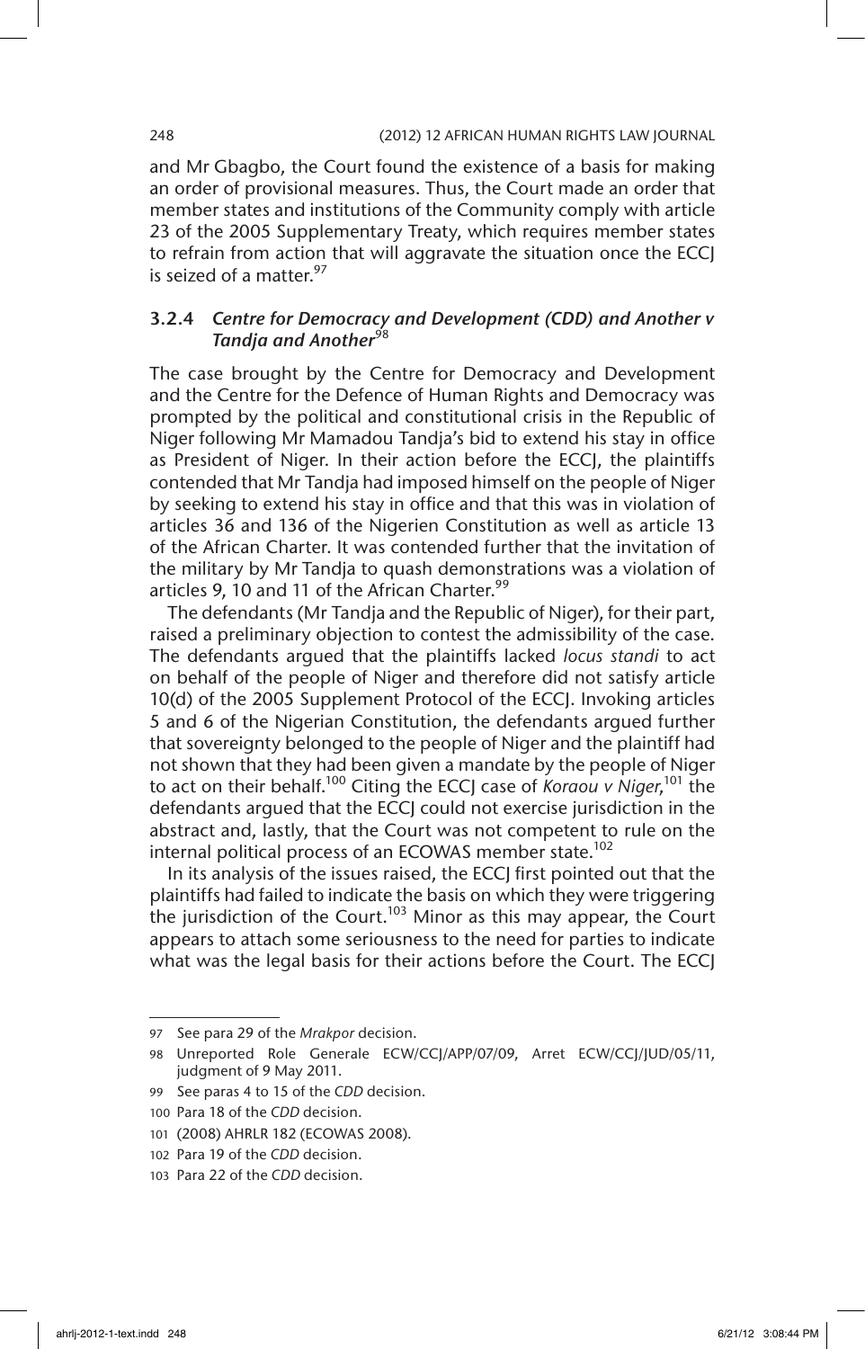and Mr Gbagbo, the Court found the existence of a basis for making an order of provisional measures. Thus, the Court made an order that member states and institutions of the Community comply with article 23 of the 2005 Supplementary Treaty, which requires member states to refrain from action that will aggravate the situation once the ECCJ is seized of a matter.[97]

### 3.2.4 *Centre for Democracy and Development (CDD) and Another v Tandja and Another*[98]

The case brought by the Centre for Democracy and Development and the Centre for the Defence of Human Rights and Democracy was prompted by the political and constitutional crisis in the Republic of Niger following Mr Mamadou Tandja's bid to extend his stay in office as President of Niger. In their action before the ECCJ, the plaintiffs contended that Mr Tandja had imposed himself on the people of Niger by seeking to extend his stay in office and that this was in violation of articles 36 and 136 of the Nigerien Constitution as well as article 13 of the African Charter. It was contended further that the invitation of the military by Mr Tandja to quash demonstrations was a violation of articles 9, 10 and 11 of the African Charter.[99]

The defendants (Mr Tandja and the Republic of Niger), for their part, raised a preliminary objection to contest the admissibility of the case. The defendants argued that the plaintiffs lacked *locus standi* to act on behalf of the people of Niger and therefore did not satisfy article 10(d) of the 2005 Supplement Protocol of the ECCJ. Invoking articles 5 and 6 of the Nigerian Constitution, the defendants argued further that sovereignty belonged to the people of Niger and the plaintiff had not shown that they had been given a mandate by the people of Niger to act on their behalf.[100] Citing the ECCJ case of *Koraou v Niger*,[101] the defendants argued that the ECCJ could not exercise jurisdiction in the abstract and, lastly, that the Court was not competent to rule on the internal political process of an ECOWAS member state.[102]

In its analysis of the issues raised, the ECCJ first pointed out that the plaintiffs had failed to indicate the basis on which they were triggering the jurisdiction of the Court.[103] Minor as this may appear, the Court appears to attach some seriousness to the need for parties to indicate what was the legal basis for their actions before the Court. The ECCJ

---

97 See para 29 of the *Mrakpor* decision.

98 Unreported Role Generale ECW/CCJ/APP/07/09, Arret ECW/CCJ/JUD/05/11, judgment of 9 May 2011.

99 See paras 4 to 15 of the *CDD* decision.

100 Para 18 of the *CDD* decision.

101 (2008) AHRLR 182 (ECOWAS 2008).

102 Para 19 of the *CDD* decision.

103 Para 22 of the *CDD* decision.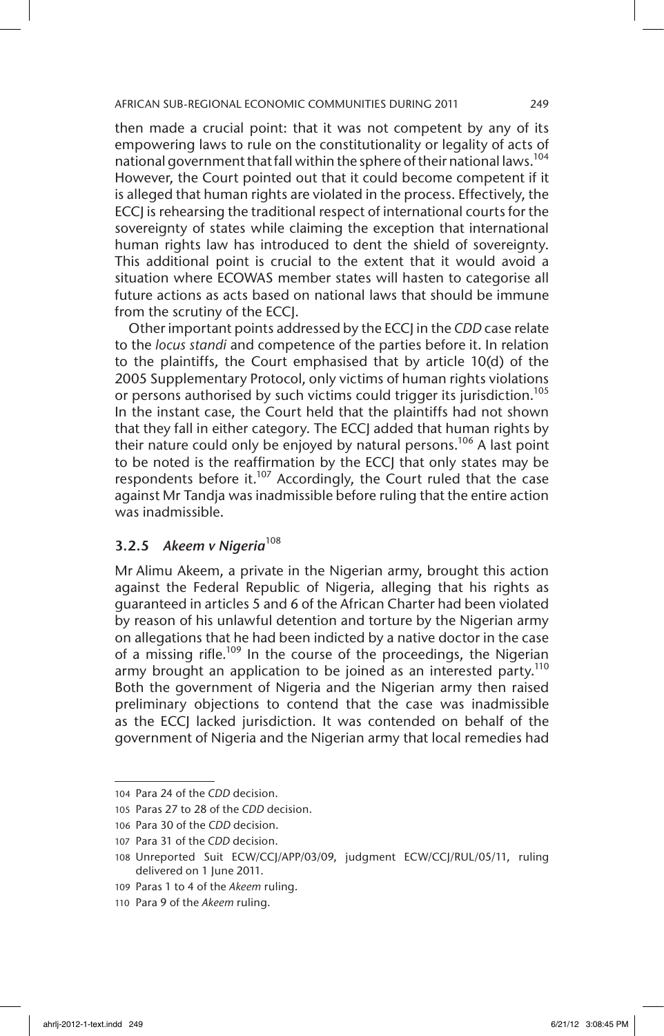then made a crucial point: that it was not competent by any of its empowering laws to rule on the constitutionality or legality of acts of national government that fall within the sphere of their national laws.[104] However, the Court pointed out that it could become competent if it is alleged that human rights are violated in the process. Effectively, the ECCJ is rehearsing the traditional respect of international courts for the sovereignty of states while claiming the exception that international human rights law has introduced to dent the shield of sovereignty. This additional point is crucial to the extent that it would avoid a situation where ECOWAS member states will hasten to categorise all future actions as acts based on national laws that should be immune from the scrutiny of the ECCJ.

Other important points addressed by the ECCJ in the *CDD* case relate to the *locus standi* and competence of the parties before it. In relation to the plaintiffs, the Court emphasised that by article 10(d) of the 2005 Supplementary Protocol, only victims of human rights violations or persons authorised by such victims could trigger its jurisdiction.[105] In the instant case, the Court held that the plaintiffs had not shown that they fall in either category. The ECCJ added that human rights by their nature could only be enjoyed by natural persons.[106] A last point to be noted is the reaffirmation by the ECCJ that only states may be respondents before it.[107] Accordingly, the Court ruled that the case against Mr Tandja was inadmissible before ruling that the entire action was inadmissible.

### 3.2.5 *Akeem v Nigeria*[108]

Mr Alimu Akeem, a private in the Nigerian army, brought this action against the Federal Republic of Nigeria, alleging that his rights as guaranteed in articles 5 and 6 of the African Charter had been violated by reason of his unlawful detention and torture by the Nigerian army on allegations that he had been indicted by a native doctor in the case of a missing rifle.[109] In the course of the proceedings, the Nigerian army brought an application to be joined as an interested party.[110] Both the government of Nigeria and the Nigerian army then raised preliminary objections to contend that the case was inadmissible as the ECCJ lacked jurisdiction. It was contended on behalf of the government of Nigeria and the Nigerian army that local remedies had

---

104 Para 24 of the *CDD* decision.

105 Paras 27 to 28 of the *CDD* decision.

106 Para 30 of the *CDD* decision.

107 Para 31 of the *CDD* decision.

108 Unreported Suit ECW/CCJ/APP/03/09, judgment ECW/CCJ/RUL/05/11, ruling delivered on 1 June 2011.

109 Paras 1 to 4 of the *Akeem* ruling.

110 Para 9 of the *Akeem* ruling.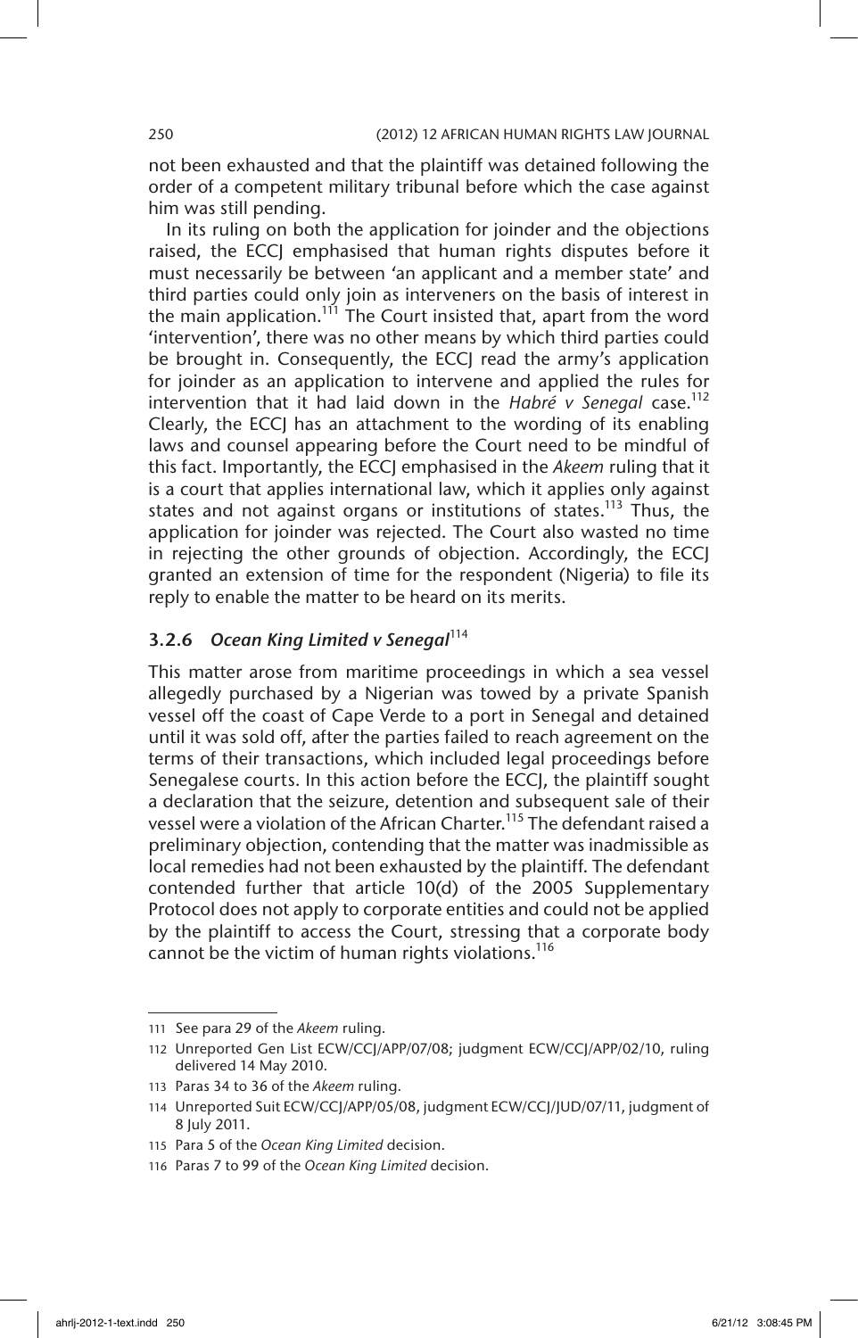not been exhausted and that the plaintiff was detained following the order of a competent military tribunal before which the case against him was still pending.

In its ruling on both the application for joinder and the objections raised, the ECCJ emphasised that human rights disputes before it must necessarily be between 'an applicant and a member state' and third parties could only join as interveners on the basis of interest in the main application.[111] The Court insisted that, apart from the word 'intervention', there was no other means by which third parties could be brought in. Consequently, the ECCJ read the army's application for joinder as an application to intervene and applied the rules for intervention that it had laid down in the *Habré v Senegal* case.[112] Clearly, the ECCJ has an attachment to the wording of its enabling laws and counsel appearing before the Court need to be mindful of this fact. Importantly, the ECCJ emphasised in the *Akeem* ruling that it is a court that applies international law, which it applies only against states and not against organs or institutions of states.[113] Thus, the application for joinder was rejected. The Court also wasted no time in rejecting the other grounds of objection. Accordingly, the ECCJ granted an extension of time for the respondent (Nigeria) to file its reply to enable the matter to be heard on its merits.

### 3.2.6 *Ocean King Limited v Senegal*[114]

This matter arose from maritime proceedings in which a sea vessel allegedly purchased by a Nigerian was towed by a private Spanish vessel off the coast of Cape Verde to a port in Senegal and detained until it was sold off, after the parties failed to reach agreement on the terms of their transactions, which included legal proceedings before Senegalese courts. In this action before the ECCJ, the plaintiff sought a declaration that the seizure, detention and subsequent sale of their vessel were a violation of the African Charter.[115] The defendant raised a preliminary objection, contending that the matter was inadmissible as local remedies had not been exhausted by the plaintiff. The defendant contended further that article 10(d) of the 2005 Supplementary Protocol does not apply to corporate entities and could not be applied by the plaintiff to access the Court, stressing that a corporate body cannot be the victim of human rights violations.[116]

---

111 See para 29 of the *Akeem* ruling.

112 Unreported Gen List ECW/CCJ/APP/07/08; judgment ECW/CCJ/APP/02/10, ruling delivered 14 May 2010.

113 Paras 34 to 36 of the *Akeem* ruling.

114 Unreported Suit ECW/CCJ/APP/05/08, judgment ECW/CCJ/JUD/07/11, judgment of 8 July 2011.

115 Para 5 of the *Ocean King Limited* decision.

116 Paras 7 to 99 of the *Ocean King Limited* decision.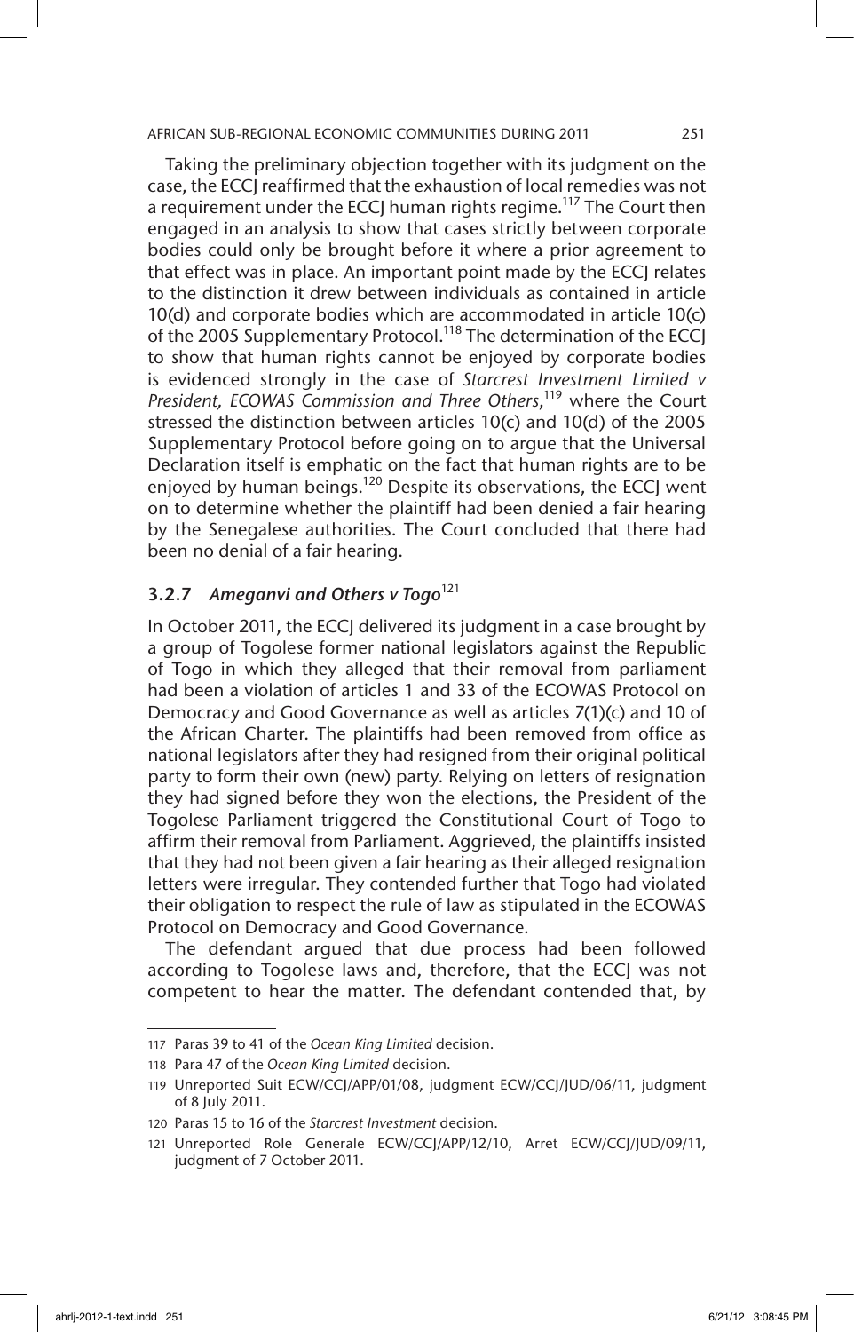Taking the preliminary objection together with its judgment on the case, the ECCJ reaffirmed that the exhaustion of local remedies was not a requirement under the ECCJ human rights regime.[117] The Court then engaged in an analysis to show that cases strictly between corporate bodies could only be brought before it where a prior agreement to that effect was in place. An important point made by the ECCJ relates to the distinction it drew between individuals as contained in article 10(d) and corporate bodies which are accommodated in article 10(c) of the 2005 Supplementary Protocol.[118] The determination of the ECCJ to show that human rights cannot be enjoyed by corporate bodies is evidenced strongly in the case of *Starcrest Investment Limited v President, ECOWAS Commission and Three Others*,[119] where the Court stressed the distinction between articles 10(c) and 10(d) of the 2005 Supplementary Protocol before going on to argue that the Universal Declaration itself is emphatic on the fact that human rights are to be enjoyed by human beings.[120] Despite its observations, the ECCJ went on to determine whether the plaintiff had been denied a fair hearing by the Senegalese authorities. The Court concluded that there had been no denial of a fair hearing.

### 3.2.7 *Ameganvi and Others v Togo*[121]

In October 2011, the ECCJ delivered its judgment in a case brought by a group of Togolese former national legislators against the Republic of Togo in which they alleged that their removal from parliament had been a violation of articles 1 and 33 of the ECOWAS Protocol on Democracy and Good Governance as well as articles 7(1)(c) and 10 of the African Charter. The plaintiffs had been removed from office as national legislators after they had resigned from their original political party to form their own (new) party. Relying on letters of resignation they had signed before they won the elections, the President of the Togolese Parliament triggered the Constitutional Court of Togo to affirm their removal from Parliament. Aggrieved, the plaintiffs insisted that they had not been given a fair hearing as their alleged resignation letters were irregular. They contended further that Togo had violated their obligation to respect the rule of law as stipulated in the ECOWAS Protocol on Democracy and Good Governance.

The defendant argued that due process had been followed according to Togolese laws and, therefore, that the ECCJ was not competent to hear the matter. The defendant contended that, by

---

117 Paras 39 to 41 of the *Ocean King Limited* decision.

118 Para 47 of the *Ocean King Limited* decision.

119 Unreported Suit ECW/CCJ/APP/01/08, judgment ECW/CCJ/JUD/06/11, judgment of 8 July 2011.

120 Paras 15 to 16 of the *Starcrest Investment* decision.

121 Unreported Role Generale ECW/CCJ/APP/12/10, Arret ECW/CCJ/JUD/09/11, judgment of 7 October 2011.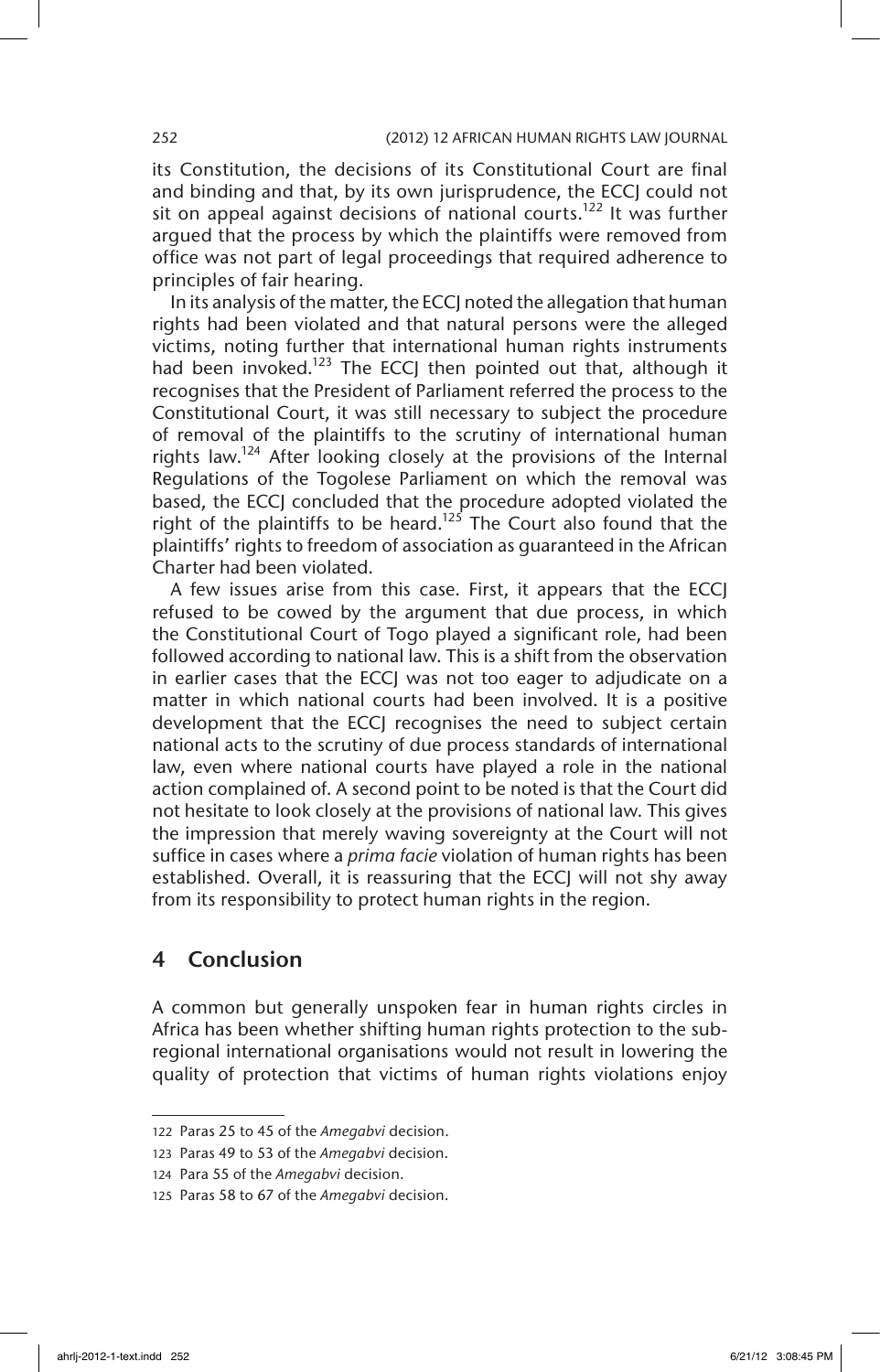its Constitution, the decisions of its Constitutional Court are final and binding and that, by its own jurisprudence, the ECCJ could not sit on appeal against decisions of national courts.[122] It was further argued that the process by which the plaintiffs were removed from office was not part of legal proceedings that required adherence to principles of fair hearing.

In its analysis of the matter, the ECCJ noted the allegation that human rights had been violated and that natural persons were the alleged victims, noting further that international human rights instruments had been invoked.[123] The ECCJ then pointed out that, although it recognises that the President of Parliament referred the process to the Constitutional Court, it was still necessary to subject the procedure of removal of the plaintiffs to the scrutiny of international human rights law.[124] After looking closely at the provisions of the Internal Regulations of the Togolese Parliament on which the removal was based, the ECCJ concluded that the procedure adopted violated the right of the plaintiffs to be heard.[125] The Court also found that the plaintiffs' rights to freedom of association as guaranteed in the African Charter had been violated.

A few issues arise from this case. First, it appears that the ECCJ refused to be cowed by the argument that due process, in which the Constitutional Court of Togo played a significant role, had been followed according to national law. This is a shift from the observation in earlier cases that the ECCJ was not too eager to adjudicate on a matter in which national courts had been involved. It is a positive development that the ECCJ recognises the need to subject certain national acts to the scrutiny of due process standards of international law, even where national courts have played a role in the national action complained of. A second point to be noted is that the Court did not hesitate to look closely at the provisions of national law. This gives the impression that merely waving sovereignty at the Court will not suffice in cases where a *prima facie* violation of human rights has been established. Overall, it is reassuring that the ECCJ will not shy away from its responsibility to protect human rights in the region.

## 4 Conclusion

A common but generally unspoken fear in human rights circles in Africa has been whether shifting human rights protection to the sub-regional international organisations would not result in lowering the quality of protection that victims of human rights violations enjoy

---

122 Paras 25 to 45 of the *Amegabvi* decision.

123 Paras 49 to 53 of the *Amegabvi* decision.

124 Para 55 of the *Amegabvi* decision.

125 Paras 58 to 67 of the *Amegabvi* decision.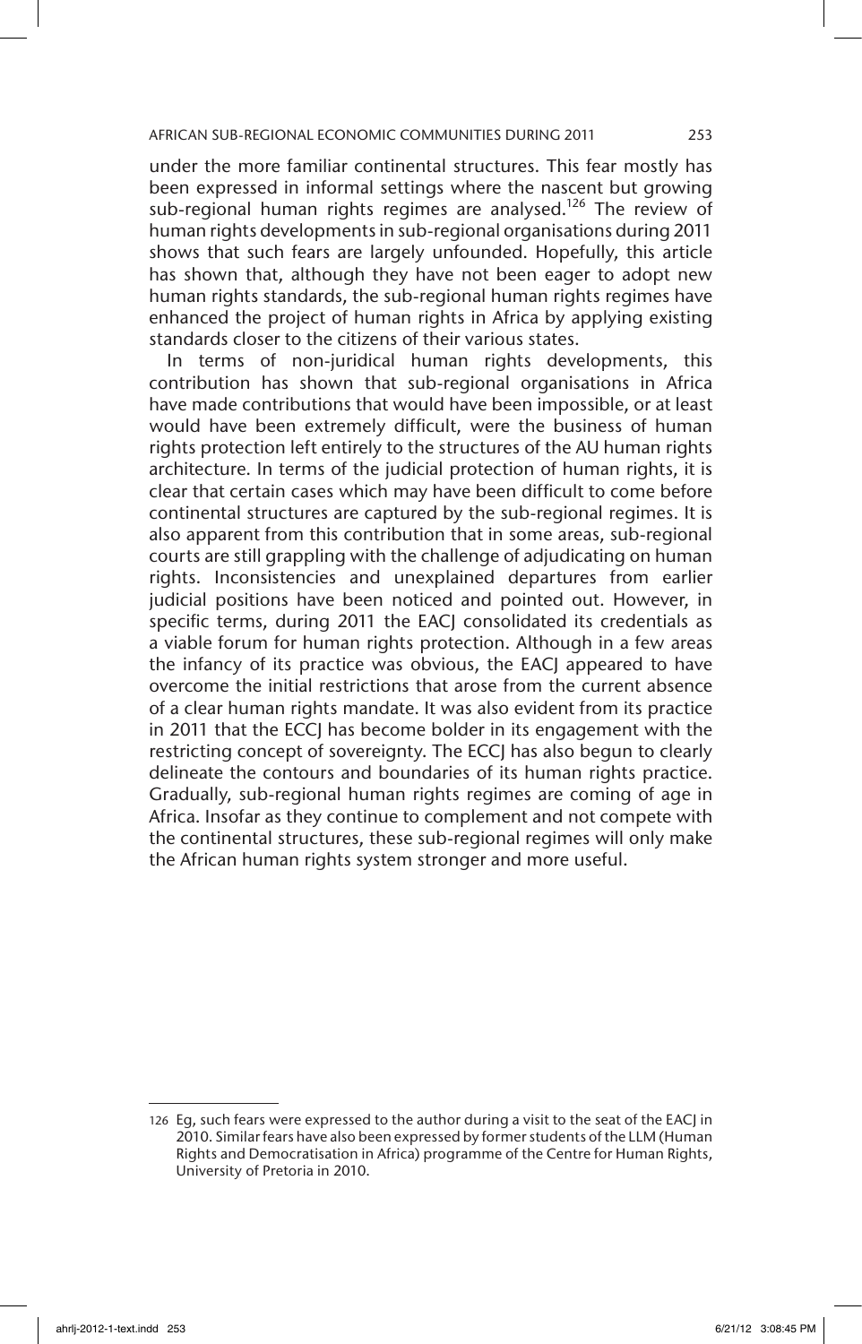under the more familiar continental structures. This fear mostly has been expressed in informal settings where the nascent but growing sub-regional human rights regimes are analysed.[126] The review of human rights developments in sub-regional organisations during 2011 shows that such fears are largely unfounded. Hopefully, this article has shown that, although they have not been eager to adopt new human rights standards, the sub-regional human rights regimes have enhanced the project of human rights in Africa by applying existing standards closer to the citizens of their various states.

In terms of non-juridical human rights developments, this contribution has shown that sub-regional organisations in Africa have made contributions that would have been impossible, or at least would have been extremely difficult, were the business of human rights protection left entirely to the structures of the AU human rights architecture. In terms of the judicial protection of human rights, it is clear that certain cases which may have been difficult to come before continental structures are captured by the sub-regional regimes. It is also apparent from this contribution that in some areas, sub-regional courts are still grappling with the challenge of adjudicating on human rights. Inconsistencies and unexplained departures from earlier judicial positions have been noticed and pointed out. However, in specific terms, during 2011 the EACJ consolidated its credentials as a viable forum for human rights protection. Although in a few areas the infancy of its practice was obvious, the EACJ appeared to have overcome the initial restrictions that arose from the current absence of a clear human rights mandate. It was also evident from its practice in 2011 that the ECCJ has become bolder in its engagement with the restricting concept of sovereignty. The ECCJ has also begun to clearly delineate the contours and boundaries of its human rights practice. Gradually, sub-regional human rights regimes are coming of age in Africa. Insofar as they continue to complement and not compete with the continental structures, these sub-regional regimes will only make the African human rights system stronger and more useful.

---

126 Eg, such fears were expressed to the author during a visit to the seat of the EACJ in 2010. Similar fears have also been expressed by former students of the LLM (Human Rights and Democratisation in Africa) programme of the Centre for Human Rights, University of Pretoria in 2010.